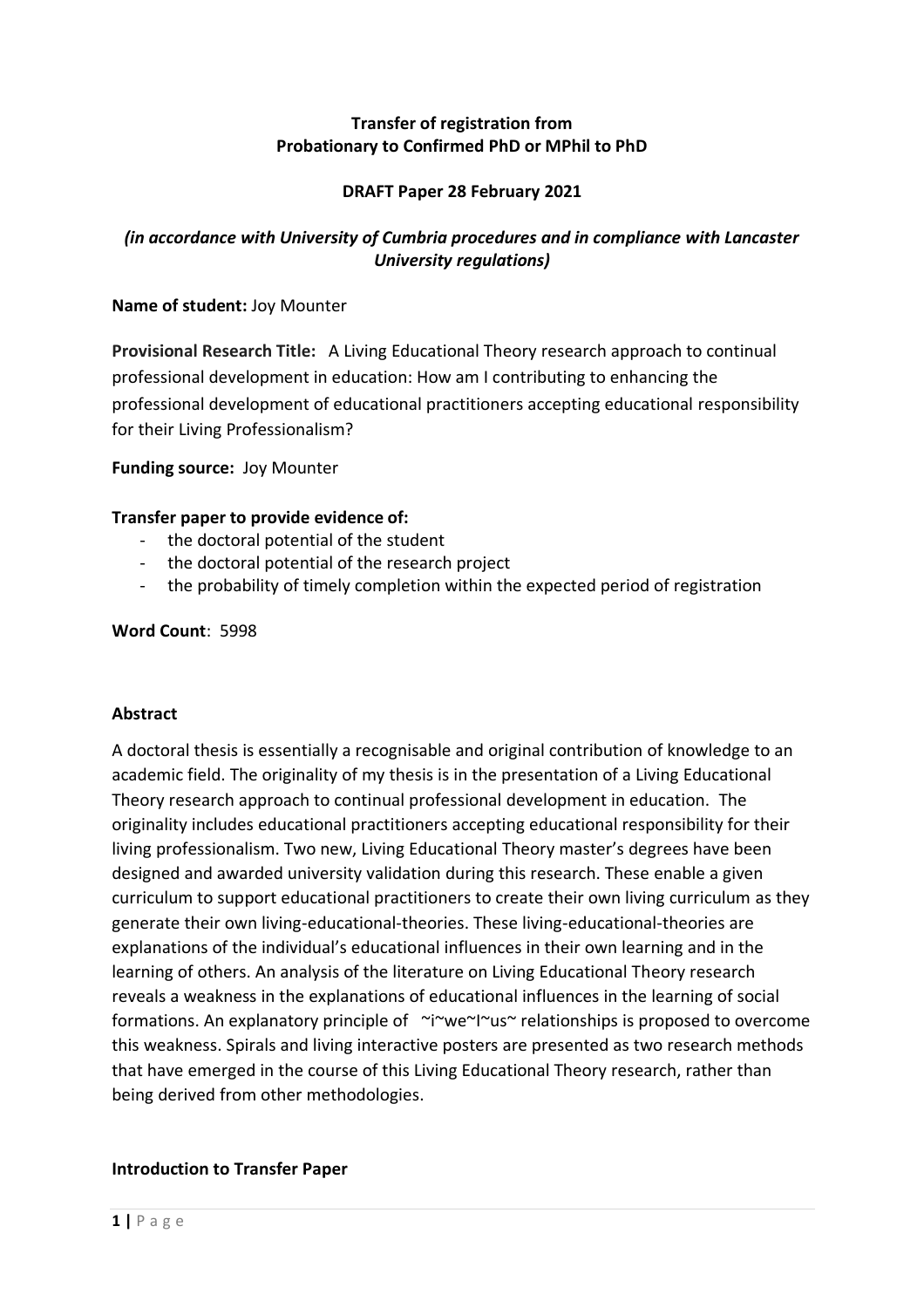**Transfer of registration from Probationary to Confirmed PhD or MPhil to PhD**

**DRAFT Paper 28 February 2021**

***(in accordance with University of Cumbria procedures and in compliance with Lancaster University regulations)***

**Name of student:** Joy Mounter

**Provisional Research Title:** A Living Educational Theory research approach to continual professional development in education: How am I contributing to enhancing the professional development of educational practitioners accepting educational responsibility for their Living Professionalism?

**Funding source:** Joy Mounter

**Transfer paper to provide evidence of:**

- the doctoral potential of the student
- the doctoral potential of the research project
- the probability of timely completion within the expected period of registration

**Word Count**: 5998

**Abstract**

A doctoral thesis is essentially a recognisable and original contribution of knowledge to an academic field. The originality of my thesis is in the presentation of a Living Educational Theory research approach to continual professional development in education. The originality includes educational practitioners accepting educational responsibility for their living professionalism. Two new, Living Educational Theory master's degrees have been designed and awarded university validation during this research. These enable a given curriculum to support educational practitioners to create their own living curriculum as they generate their own living-educational-theories. These living-educational-theories are explanations of the individual's educational influences in their own learning and in the learning of others. An analysis of the literature on Living Educational Theory research reveals a weakness in the explanations of educational influences in the learning of social formations. An explanatory principle of ~i~we~I~us~ relationships is proposed to overcome this weakness. Spirals and living interactive posters are presented as two research methods that have emerged in the course of this Living Educational Theory research, rather than being derived from other methodologies.

**Introduction to Transfer Paper**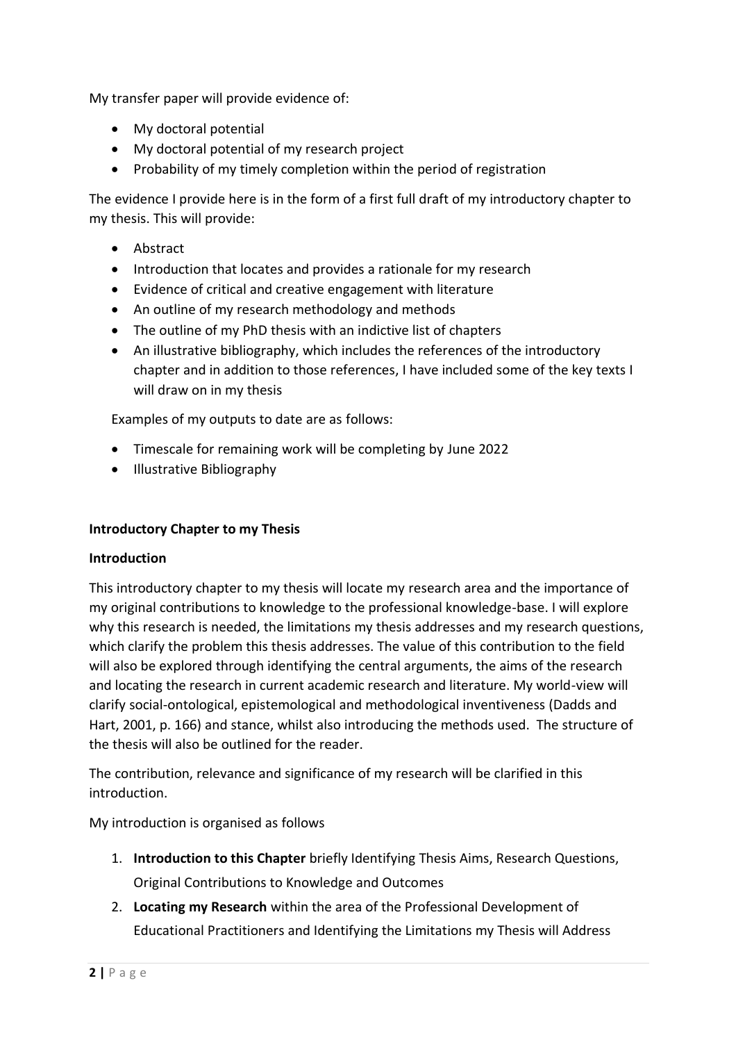My transfer paper will provide evidence of:

- My doctoral potential
- My doctoral potential of my research project
- Probability of my timely completion within the period of registration

The evidence I provide here is in the form of a first full draft of my introductory chapter to my thesis. This will provide:

- Abstract
- Introduction that locates and provides a rationale for my research
- Evidence of critical and creative engagement with literature
- An outline of my research methodology and methods
- The outline of my PhD thesis with an indictive list of chapters
- An illustrative bibliography, which includes the references of the introductory chapter and in addition to those references, I have included some of the key texts I will draw on in my thesis

Examples of my outputs to date are as follows:

- Timescale for remaining work will be completing by June 2022
- Illustrative Bibliography

**Introductory Chapter to my Thesis**

**Introduction**

This introductory chapter to my thesis will locate my research area and the importance of my original contributions to knowledge to the professional knowledge-base. I will explore why this research is needed, the limitations my thesis addresses and my research questions, which clarify the problem this thesis addresses. The value of this contribution to the field will also be explored through identifying the central arguments, the aims of the research and locating the research in current academic research and literature. My world-view will clarify social-ontological, epistemological and methodological inventiveness (Dadds and Hart, 2001, p. 166) and stance, whilst also introducing the methods used. The structure of the thesis will also be outlined for the reader.

The contribution, relevance and significance of my research will be clarified in this introduction.

My introduction is organised as follows

1. **Introduction to this Chapter** briefly Identifying Thesis Aims, Research Questions, Original Contributions to Knowledge and Outcomes
2. **Locating my Research** within the area of the Professional Development of Educational Practitioners and Identifying the Limitations my Thesis will Address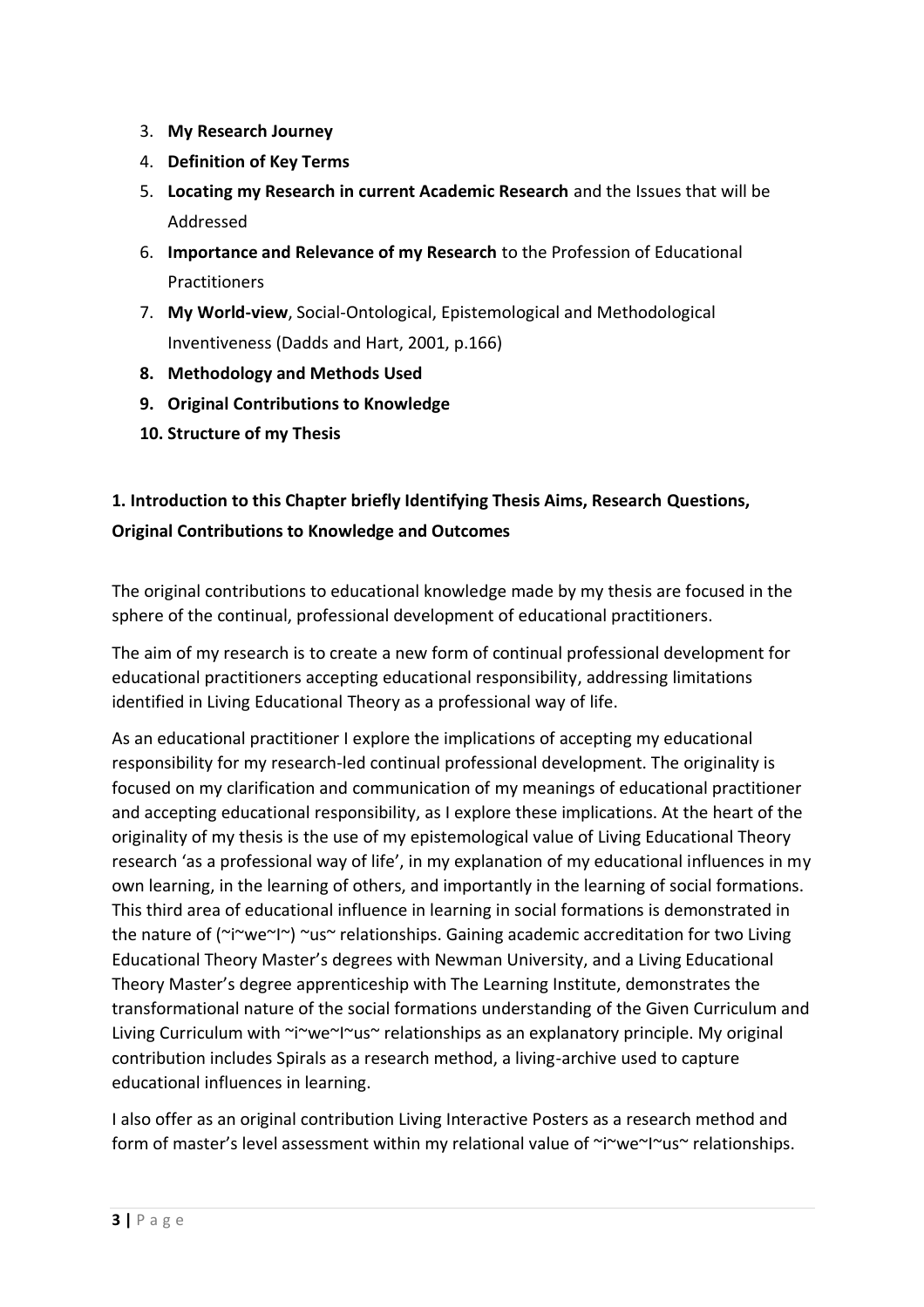3. **My Research Journey**
4. **Definition of Key Terms**
5. **Locating my Research in current Academic Research** and the Issues that will be Addressed
6. **Importance and Relevance of my Research** to the Profession of Educational Practitioners
7. **My World-view**, Social-Ontological, Epistemological and Methodological Inventiveness (Dadds and Hart, 2001, p.166)
8. **Methodology and Methods Used**
9. **Original Contributions to Knowledge**
10. **Structure of my Thesis**

## 1. Introduction to this Chapter briefly Identifying Thesis Aims, Research Questions, Original Contributions to Knowledge and Outcomes

The original contributions to educational knowledge made by my thesis are focused in the sphere of the continual, professional development of educational practitioners.

The aim of my research is to create a new form of continual professional development for educational practitioners accepting educational responsibility, addressing limitations identified in Living Educational Theory as a professional way of life.

As an educational practitioner I explore the implications of accepting my educational responsibility for my research-led continual professional development. The originality is focused on my clarification and communication of my meanings of educational practitioner and accepting educational responsibility, as I explore these implications. At the heart of the originality of my thesis is the use of my epistemological value of Living Educational Theory research 'as a professional way of life', in my explanation of my educational influences in my own learning, in the learning of others, and importantly in the learning of social formations. This third area of educational influence in learning in social formations is demonstrated in the nature of (~i~we~I~) ~us~ relationships. Gaining academic accreditation for two Living Educational Theory Master's degrees with Newman University, and a Living Educational Theory Master's degree apprenticeship with The Learning Institute, demonstrates the transformational nature of the social formations understanding of the Given Curriculum and Living Curriculum with ~i~we~I~us~ relationships as an explanatory principle. My original contribution includes Spirals as a research method, a living-archive used to capture educational influences in learning.

I also offer as an original contribution Living Interactive Posters as a research method and form of master's level assessment within my relational value of ~i~we~I~us~ relationships.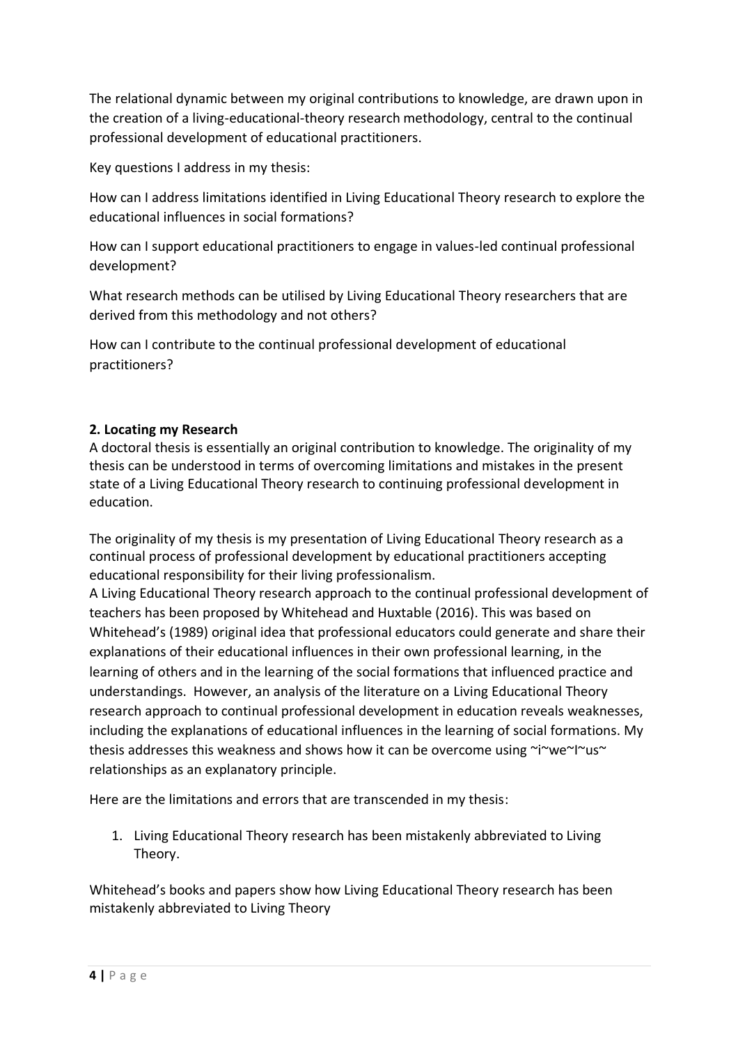The relational dynamic between my original contributions to knowledge, are drawn upon in the creation of a living-educational-theory research methodology, central to the continual professional development of educational practitioners.

Key questions I address in my thesis:

How can I address limitations identified in Living Educational Theory research to explore the educational influences in social formations?

How can I support educational practitioners to engage in values-led continual professional development?

What research methods can be utilised by Living Educational Theory researchers that are derived from this methodology and not others?

How can I contribute to the continual professional development of educational practitioners?

## 2. Locating my Research

A doctoral thesis is essentially an original contribution to knowledge. The originality of my thesis can be understood in terms of overcoming limitations and mistakes in the present state of a Living Educational Theory research to continuing professional development in education.

The originality of my thesis is my presentation of Living Educational Theory research as a continual process of professional development by educational practitioners accepting educational responsibility for their living professionalism.

A Living Educational Theory research approach to the continual professional development of teachers has been proposed by Whitehead and Huxtable (2016). This was based on Whitehead's (1989) original idea that professional educators could generate and share their explanations of their educational influences in their own professional learning, in the learning of others and in the learning of the social formations that influenced practice and understandings. However, an analysis of the literature on a Living Educational Theory research approach to continual professional development in education reveals weaknesses, including the explanations of educational influences in the learning of social formations. My thesis addresses this weakness and shows how it can be overcome using ~i~we~I~us~ relationships as an explanatory principle.

Here are the limitations and errors that are transcended in my thesis:

1. Living Educational Theory research has been mistakenly abbreviated to Living Theory.

Whitehead's books and papers show how Living Educational Theory research has been mistakenly abbreviated to Living Theory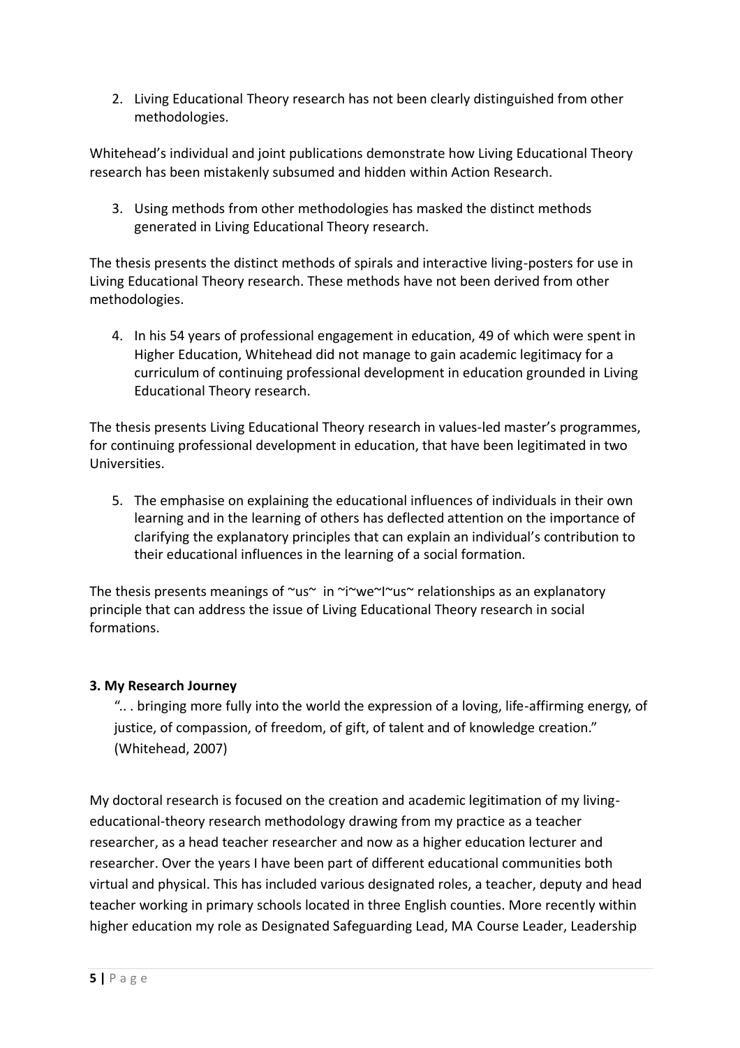2. Living Educational Theory research has not been clearly distinguished from other methodologies.

Whitehead's individual and joint publications demonstrate how Living Educational Theory research has been mistakenly subsumed and hidden within Action Research.

3. Using methods from other methodologies has masked the distinct methods generated in Living Educational Theory research.

The thesis presents the distinct methods of spirals and interactive living-posters for use in Living Educational Theory research. These methods have not been derived from other methodologies.

4. In his 54 years of professional engagement in education, 49 of which were spent in Higher Education, Whitehead did not manage to gain academic legitimacy for a curriculum of continuing professional development in education grounded in Living Educational Theory research.

The thesis presents Living Educational Theory research in values-led master's programmes, for continuing professional development in education, that have been legitimated in two Universities.

5. The emphasise on explaining the educational influences of individuals in their own learning and in the learning of others has deflected attention on the importance of clarifying the explanatory principles that can explain an individual's contribution to their educational influences in the learning of a social formation.

The thesis presents meanings of ~us~ in ~i~we~I~us~ relationships as an explanatory principle that can address the issue of Living Educational Theory research in social formations.

### 3. My Research Journey

> ".. . bringing more fully into the world the expression of a loving, life-affirming energy, of justice, of compassion, of freedom, of gift, of talent and of knowledge creation." (Whitehead, 2007)

My doctoral research is focused on the creation and academic legitimation of my living-educational-theory research methodology drawing from my practice as a teacher researcher, as a head teacher researcher and now as a higher education lecturer and researcher. Over the years I have been part of different educational communities both virtual and physical. This has included various designated roles, a teacher, deputy and head teacher working in primary schools located in three English counties. More recently within higher education my role as Designated Safeguarding Lead, MA Course Leader, Leadership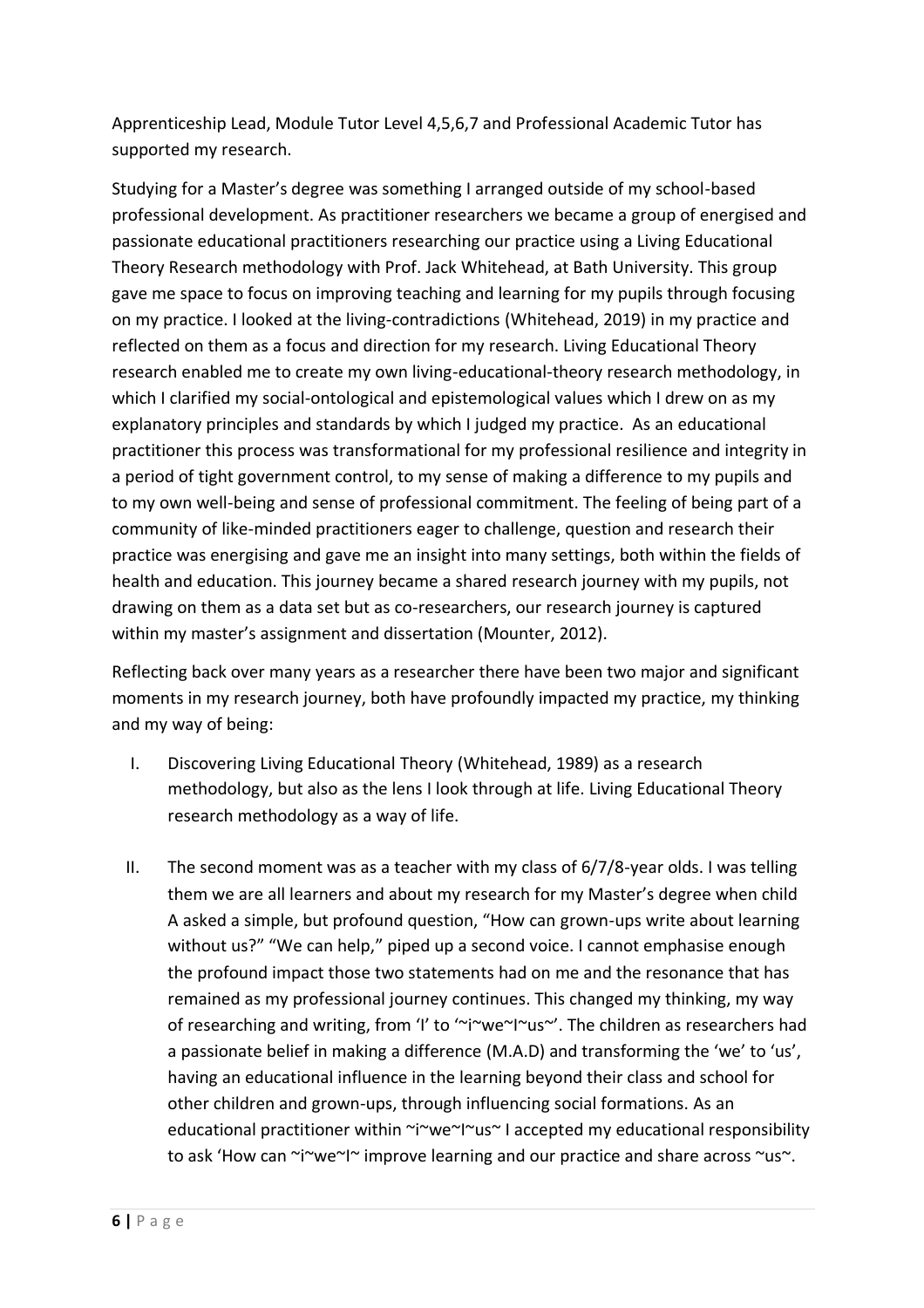Apprenticeship Lead, Module Tutor Level 4,5,6,7 and Professional Academic Tutor has supported my research.

Studying for a Master's degree was something I arranged outside of my school-based professional development. As practitioner researchers we became a group of energised and passionate educational practitioners researching our practice using a Living Educational Theory Research methodology with Prof. Jack Whitehead, at Bath University. This group gave me space to focus on improving teaching and learning for my pupils through focusing on my practice. I looked at the living-contradictions (Whitehead, 2019) in my practice and reflected on them as a focus and direction for my research. Living Educational Theory research enabled me to create my own living-educational-theory research methodology, in which I clarified my social-ontological and epistemological values which I drew on as my explanatory principles and standards by which I judged my practice. As an educational practitioner this process was transformational for my professional resilience and integrity in a period of tight government control, to my sense of making a difference to my pupils and to my own well-being and sense of professional commitment. The feeling of being part of a community of like-minded practitioners eager to challenge, question and research their practice was energising and gave me an insight into many settings, both within the fields of health and education. This journey became a shared research journey with my pupils, not drawing on them as a data set but as co-researchers, our research journey is captured within my master's assignment and dissertation (Mounter, 2012).

Reflecting back over many years as a researcher there have been two major and significant moments in my research journey, both have profoundly impacted my practice, my thinking and my way of being:

I. Discovering Living Educational Theory (Whitehead, 1989) as a research methodology, but also as the lens I look through at life. Living Educational Theory research methodology as a way of life.

II. The second moment was as a teacher with my class of 6/7/8-year olds. I was telling them we are all learners and about my research for my Master's degree when child A asked a simple, but profound question, "How can grown-ups write about learning without us?" "We can help," piped up a second voice. I cannot emphasise enough the profound impact those two statements had on me and the resonance that has remained as my professional journey continues. This changed my thinking, my way of researching and writing, from 'I' to '~i~we~I~us~'. The children as researchers had a passionate belief in making a difference (M.A.D) and transforming the 'we' to 'us', having an educational influence in the learning beyond their class and school for other children and grown-ups, through influencing social formations. As an educational practitioner within ~i~we~I~us~ I accepted my educational responsibility to ask 'How can ~i~we~I~ improve learning and our practice and share across ~us~.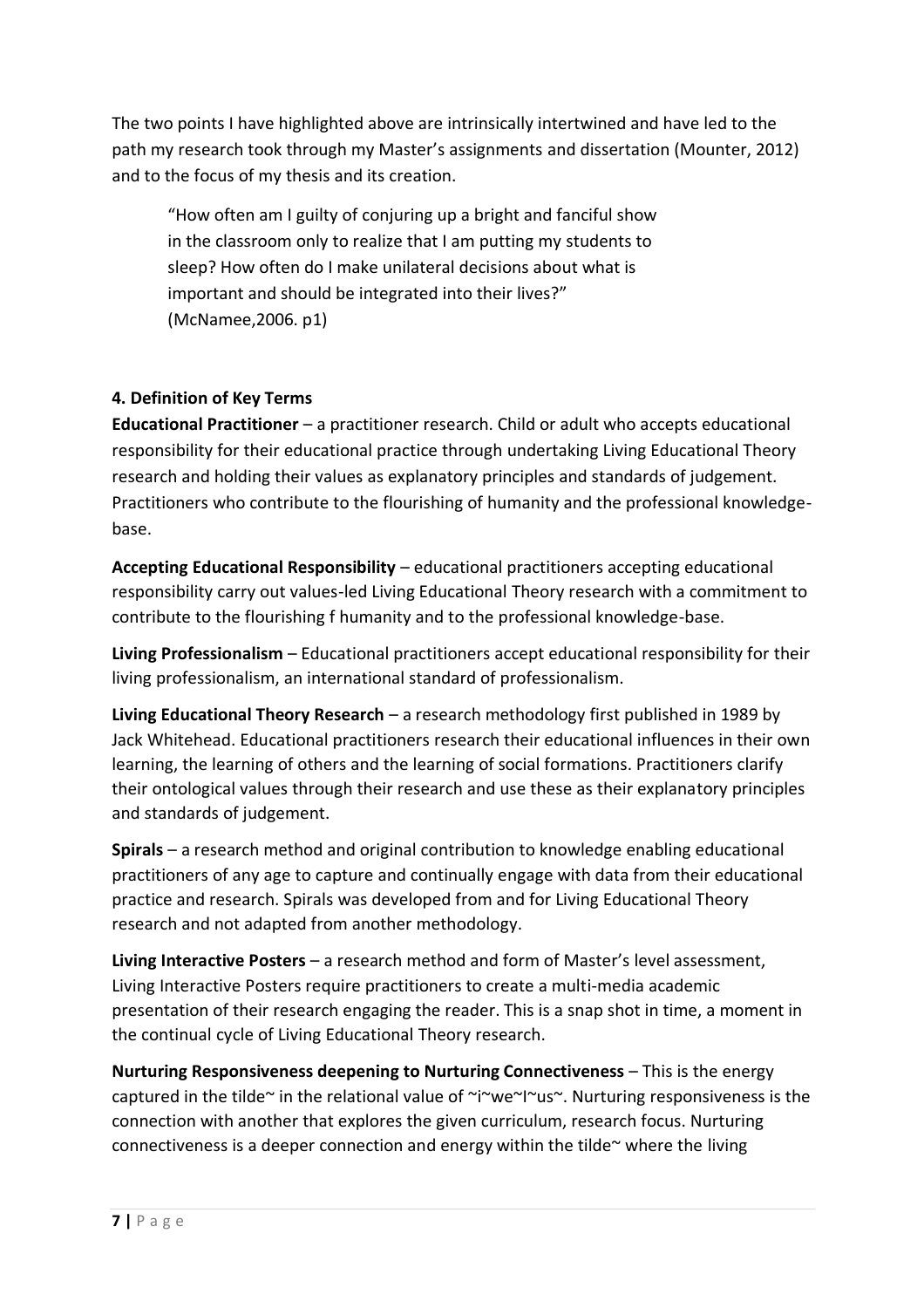The two points I have highlighted above are intrinsically intertwined and have led to the path my research took through my Master's assignments and dissertation (Mounter, 2012) and to the focus of my thesis and its creation.

> "How often am I guilty of conjuring up a bright and fanciful show in the classroom only to realize that I am putting my students to sleep? How often do I make unilateral decisions about what is important and should be integrated into their lives?" (McNamee,2006. p1)

**4. Definition of Key Terms**

**Educational Practitioner** – a practitioner research. Child or adult who accepts educational responsibility for their educational practice through undertaking Living Educational Theory research and holding their values as explanatory principles and standards of judgement. Practitioners who contribute to the flourishing of humanity and the professional knowledge-base.

**Accepting Educational Responsibility** – educational practitioners accepting educational responsibility carry out values-led Living Educational Theory research with a commitment to contribute to the flourishing f humanity and to the professional knowledge-base.

**Living Professionalism** – Educational practitioners accept educational responsibility for their living professionalism, an international standard of professionalism.

**Living Educational Theory Research** – a research methodology first published in 1989 by Jack Whitehead. Educational practitioners research their educational influences in their own learning, the learning of others and the learning of social formations. Practitioners clarify their ontological values through their research and use these as their explanatory principles and standards of judgement.

**Spirals** – a research method and original contribution to knowledge enabling educational practitioners of any age to capture and continually engage with data from their educational practice and research. Spirals was developed from and for Living Educational Theory research and not adapted from another methodology.

**Living Interactive Posters** – a research method and form of Master's level assessment, Living Interactive Posters require practitioners to create a multi-media academic presentation of their research engaging the reader. This is a snap shot in time, a moment in the continual cycle of Living Educational Theory research.

**Nurturing Responsiveness deepening to Nurturing Connectiveness** – This is the energy captured in the tilde~ in the relational value of ~i~we~I~us~. Nurturing responsiveness is the connection with another that explores the given curriculum, research focus. Nurturing connectiveness is a deeper connection and energy within the tilde~ where the living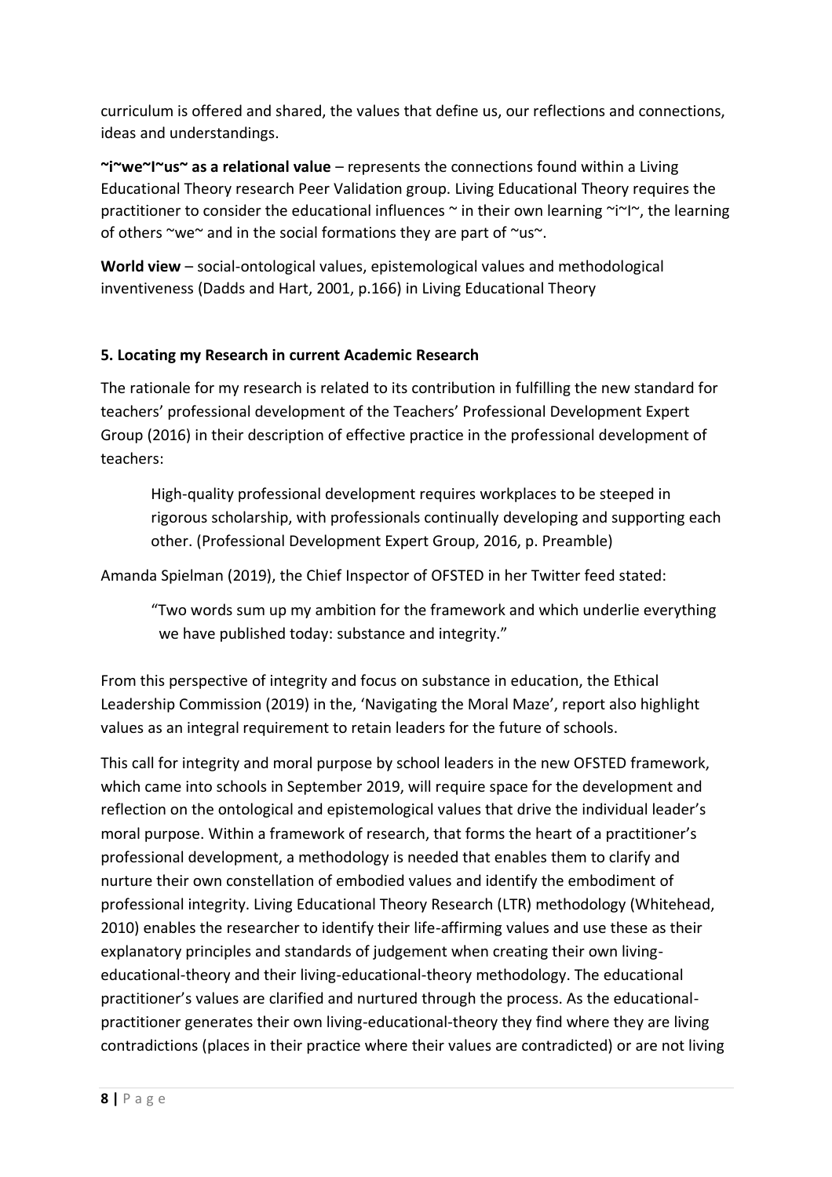curriculum is offered and shared, the values that define us, our reflections and connections, ideas and understandings.

**~i~we~I~us~ as a relational value** – represents the connections found within a Living Educational Theory research Peer Validation group. Living Educational Theory requires the practitioner to consider the educational influences ~ in their own learning ~i~I~, the learning of others ~we~ and in the social formations they are part of ~us~.

**World view** – social-ontological values, epistemological values and methodological inventiveness (Dadds and Hart, 2001, p.166) in Living Educational Theory

## 5. Locating my Research in current Academic Research

The rationale for my research is related to its contribution in fulfilling the new standard for teachers' professional development of the Teachers' Professional Development Expert Group (2016) in their description of effective practice in the professional development of teachers:

> High-quality professional development requires workplaces to be steeped in rigorous scholarship, with professionals continually developing and supporting each other. (Professional Development Expert Group, 2016, p. Preamble)

Amanda Spielman (2019), the Chief Inspector of OFSTED in her Twitter feed stated:

> "Two words sum up my ambition for the framework and which underlie everything we have published today: substance and integrity."

From this perspective of integrity and focus on substance in education, the Ethical Leadership Commission (2019) in the, 'Navigating the Moral Maze', report also highlight values as an integral requirement to retain leaders for the future of schools.

This call for integrity and moral purpose by school leaders in the new OFSTED framework, which came into schools in September 2019, will require space for the development and reflection on the ontological and epistemological values that drive the individual leader's moral purpose. Within a framework of research, that forms the heart of a practitioner's professional development, a methodology is needed that enables them to clarify and nurture their own constellation of embodied values and identify the embodiment of professional integrity. Living Educational Theory Research (LTR) methodology (Whitehead, 2010) enables the researcher to identify their life-affirming values and use these as their explanatory principles and standards of judgement when creating their own living-educational-theory and their living-educational-theory methodology. The educational practitioner's values are clarified and nurtured through the process. As the educational-practitioner generates their own living-educational-theory they find where they are living contradictions (places in their practice where their values are contradicted) or are not living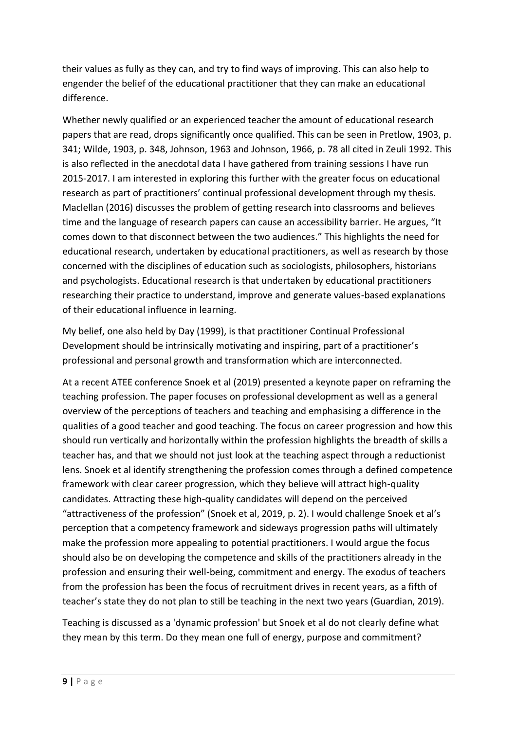their values as fully as they can, and try to find ways of improving. This can also help to engender the belief of the educational practitioner that they can make an educational difference.

Whether newly qualified or an experienced teacher the amount of educational research papers that are read, drops significantly once qualified. This can be seen in Pretlow, 1903, p. 341; Wilde, 1903, p. 348, Johnson, 1963 and Johnson, 1966, p. 78 all cited in Zeuli 1992. This is also reflected in the anecdotal data I have gathered from training sessions I have run 2015-2017. I am interested in exploring this further with the greater focus on educational research as part of practitioners' continual professional development through my thesis. Maclellan (2016) discusses the problem of getting research into classrooms and believes time and the language of research papers can cause an accessibility barrier. He argues, "It comes down to that disconnect between the two audiences." This highlights the need for educational research, undertaken by educational practitioners, as well as research by those concerned with the disciplines of education such as sociologists, philosophers, historians and psychologists. Educational research is that undertaken by educational practitioners researching their practice to understand, improve and generate values-based explanations of their educational influence in learning.

My belief, one also held by Day (1999), is that practitioner Continual Professional Development should be intrinsically motivating and inspiring, part of a practitioner's professional and personal growth and transformation which are interconnected.

At a recent ATEE conference Snoek et al (2019) presented a keynote paper on reframing the teaching profession. The paper focuses on professional development as well as a general overview of the perceptions of teachers and teaching and emphasising a difference in the qualities of a good teacher and good teaching. The focus on career progression and how this should run vertically and horizontally within the profession highlights the breadth of skills a teacher has, and that we should not just look at the teaching aspect through a reductionist lens. Snoek et al identify strengthening the profession comes through a defined competence framework with clear career progression, which they believe will attract high-quality candidates. Attracting these high-quality candidates will depend on the perceived "attractiveness of the profession" (Snoek et al, 2019, p. 2). I would challenge Snoek et al's perception that a competency framework and sideways progression paths will ultimately make the profession more appealing to potential practitioners. I would argue the focus should also be on developing the competence and skills of the practitioners already in the profession and ensuring their well-being, commitment and energy. The exodus of teachers from the profession has been the focus of recruitment drives in recent years, as a fifth of teacher's state they do not plan to still be teaching in the next two years (Guardian, 2019).

Teaching is discussed as a 'dynamic profession' but Snoek et al do not clearly define what they mean by this term. Do they mean one full of energy, purpose and commitment?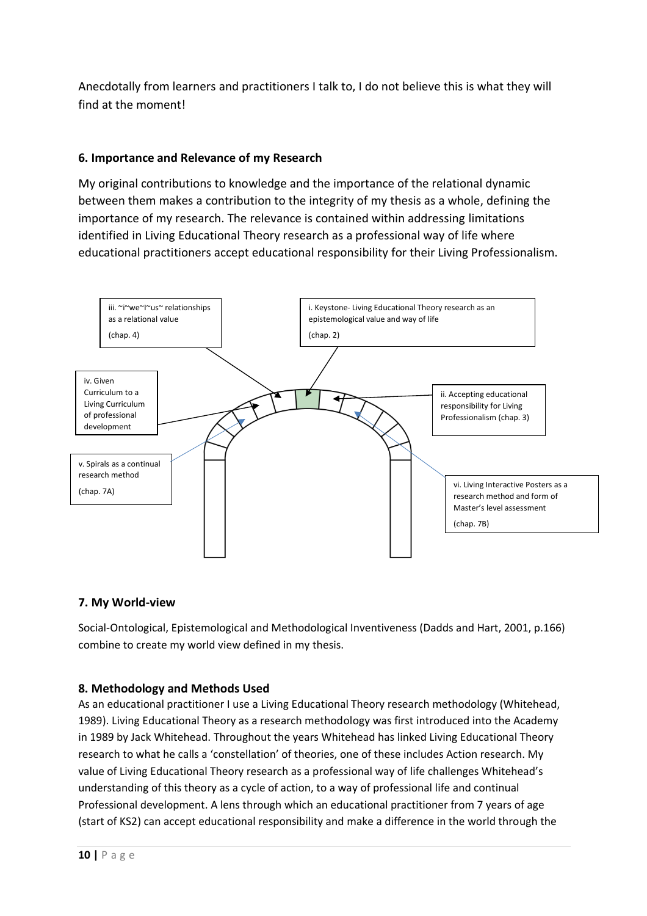Anecdotally from learners and practitioners I talk to, I do not believe this is what they will find at the moment!

**6. Importance and Relevance of my Research**

My original contributions to knowledge and the importance of the relational dynamic between them makes a contribution to the integrity of my thesis as a whole, defining the importance of my research. The relevance is contained within addressing limitations identified in Living Educational Theory research as a professional way of life where educational practitioners accept educational responsibility for their Living Professionalism.

i. Keystone- Living Educational Theory research as an epistemological value and way of life (chap. 2)

ii. Accepting educational responsibility for Living Professionalism (chap. 3)

iii. ~i~we~I~us~ relationships as a relational value (chap. 4)

iv. Given Curriculum to a Living Curriculum of professional development

v. Spirals as a continual research method (chap. 7A)

vi. Living Interactive Posters as a research method and form of Master's level assessment (chap. 7B)

**7. My World-view**

Social-Ontological, Epistemological and Methodological Inventiveness (Dadds and Hart, 2001, p.166) combine to create my world view defined in my thesis.

**8. Methodology and Methods Used**

As an educational practitioner I use a Living Educational Theory research methodology (Whitehead, 1989). Living Educational Theory as a research methodology was first introduced into the Academy in 1989 by Jack Whitehead. Throughout the years Whitehead has linked Living Educational Theory research to what he calls a 'constellation' of theories, one of these includes Action research. My value of Living Educational Theory research as a professional way of life challenges Whitehead's understanding of this theory as a cycle of action, to a way of professional life and continual Professional development. A lens through which an educational practitioner from 7 years of age (start of KS2) can accept educational responsibility and make a difference in the world through the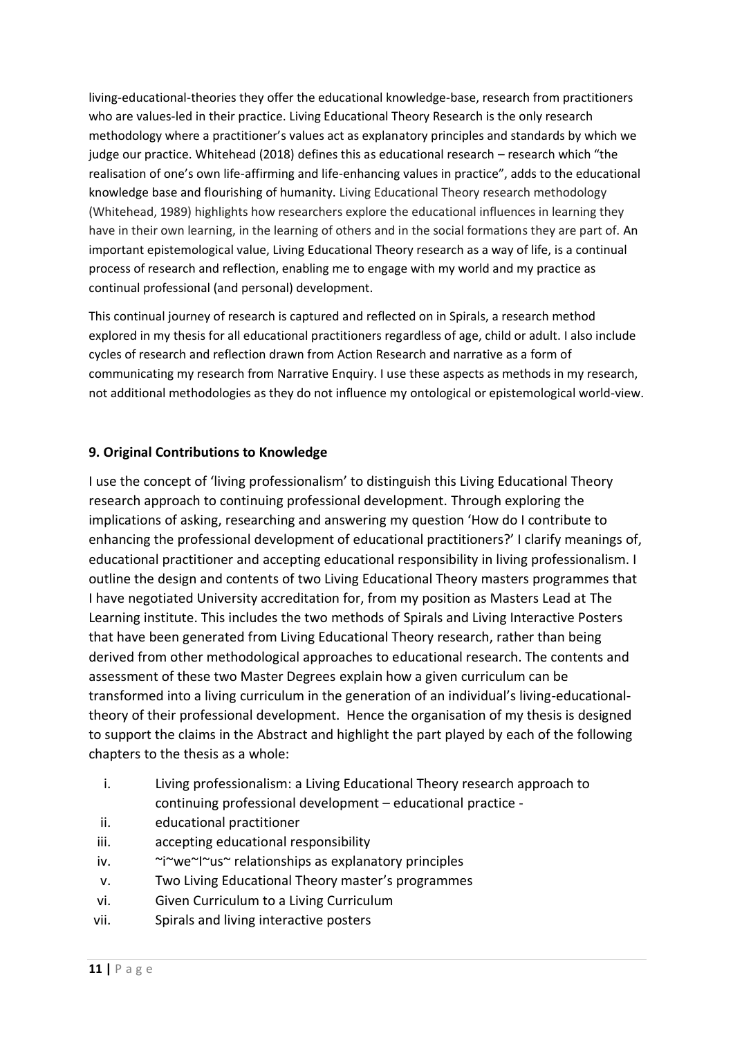living-educational-theories they offer the educational knowledge-base, research from practitioners who are values-led in their practice. Living Educational Theory Research is the only research methodology where a practitioner's values act as explanatory principles and standards by which we judge our practice. Whitehead (2018) defines this as educational research – research which "the realisation of one's own life-affirming and life-enhancing values in practice", adds to the educational knowledge base and flourishing of humanity. Living Educational Theory research methodology (Whitehead, 1989) highlights how researchers explore the educational influences in learning they have in their own learning, in the learning of others and in the social formations they are part of. An important epistemological value, Living Educational Theory research as a way of life, is a continual process of research and reflection, enabling me to engage with my world and my practice as continual professional (and personal) development.

This continual journey of research is captured and reflected on in Spirals, a research method explored in my thesis for all educational practitioners regardless of age, child or adult. I also include cycles of research and reflection drawn from Action Research and narrative as a form of communicating my research from Narrative Enquiry. I use these aspects as methods in my research, not additional methodologies as they do not influence my ontological or epistemological world-view.

## 9. Original Contributions to Knowledge

I use the concept of 'living professionalism' to distinguish this Living Educational Theory research approach to continuing professional development. Through exploring the implications of asking, researching and answering my question 'How do I contribute to enhancing the professional development of educational practitioners?' I clarify meanings of, educational practitioner and accepting educational responsibility in living professionalism. I outline the design and contents of two Living Educational Theory masters programmes that I have negotiated University accreditation for, from my position as Masters Lead at The Learning institute. This includes the two methods of Spirals and Living Interactive Posters that have been generated from Living Educational Theory research, rather than being derived from other methodological approaches to educational research. The contents and assessment of these two Master Degrees explain how a given curriculum can be transformed into a living curriculum in the generation of an individual's living-educational-theory of their professional development. Hence the organisation of my thesis is designed to support the claims in the Abstract and highlight the part played by each of the following chapters to the thesis as a whole:

i. Living professionalism: a Living Educational Theory research approach to continuing professional development – educational practice -
ii. educational practitioner
iii. accepting educational responsibility
iv. ~i~we~I~us~ relationships as explanatory principles
v. Two Living Educational Theory master's programmes
vi. Given Curriculum to a Living Curriculum
vii. Spirals and living interactive posters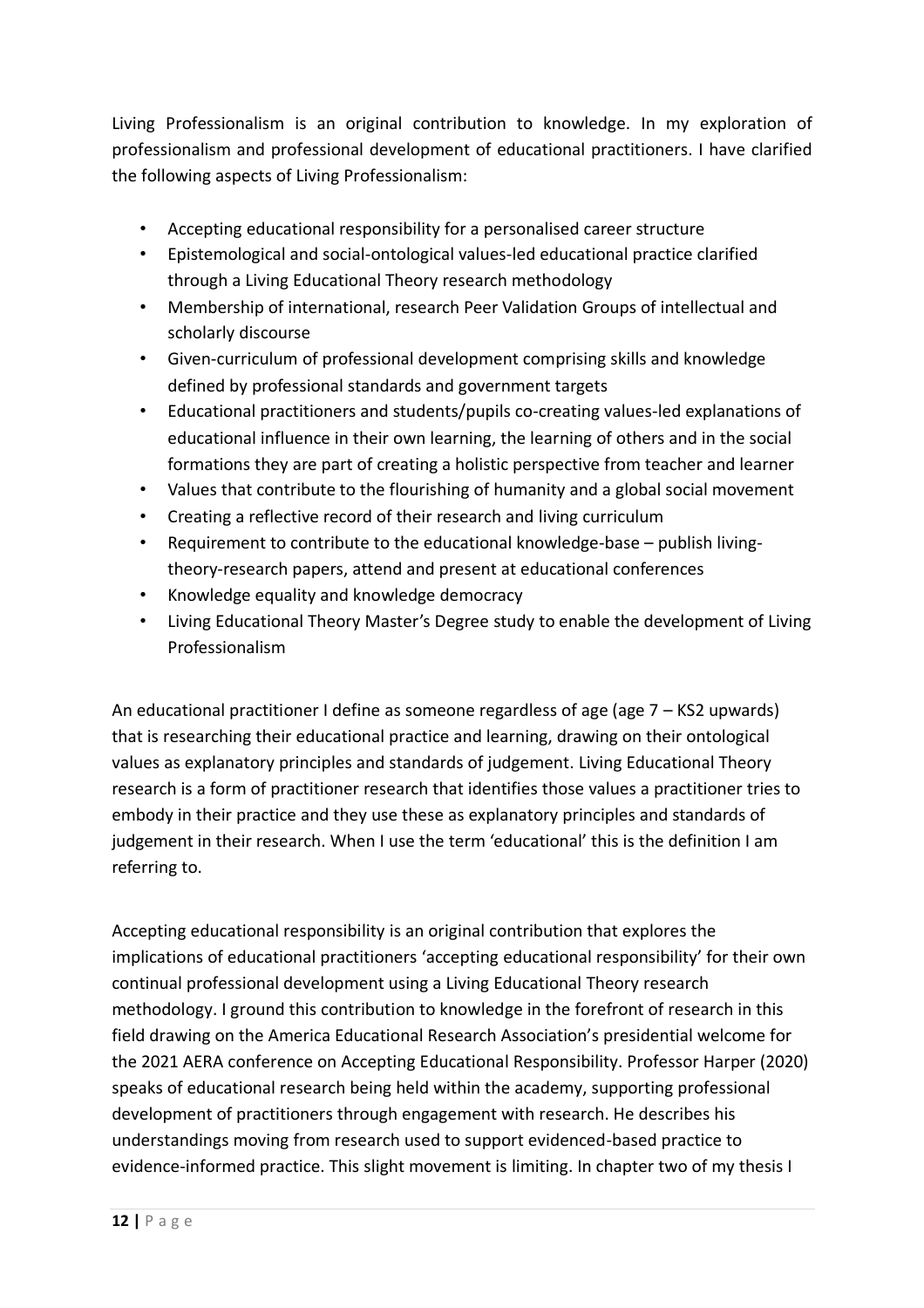Living Professionalism is an original contribution to knowledge. In my exploration of professionalism and professional development of educational practitioners. I have clarified the following aspects of Living Professionalism:

- Accepting educational responsibility for a personalised career structure
- Epistemological and social-ontological values-led educational practice clarified through a Living Educational Theory research methodology
- Membership of international, research Peer Validation Groups of intellectual and scholarly discourse
- Given-curriculum of professional development comprising skills and knowledge defined by professional standards and government targets
- Educational practitioners and students/pupils co-creating values-led explanations of educational influence in their own learning, the learning of others and in the social formations they are part of creating a holistic perspective from teacher and learner
- Values that contribute to the flourishing of humanity and a global social movement
- Creating a reflective record of their research and living curriculum
- Requirement to contribute to the educational knowledge-base – publish living-theory-research papers, attend and present at educational conferences
- Knowledge equality and knowledge democracy
- Living Educational Theory Master's Degree study to enable the development of Living Professionalism

An educational practitioner I define as someone regardless of age (age 7 – KS2 upwards) that is researching their educational practice and learning, drawing on their ontological values as explanatory principles and standards of judgement. Living Educational Theory research is a form of practitioner research that identifies those values a practitioner tries to embody in their practice and they use these as explanatory principles and standards of judgement in their research. When I use the term 'educational' this is the definition I am referring to.

Accepting educational responsibility is an original contribution that explores the implications of educational practitioners 'accepting educational responsibility' for their own continual professional development using a Living Educational Theory research methodology. I ground this contribution to knowledge in the forefront of research in this field drawing on the America Educational Research Association's presidential welcome for the 2021 AERA conference on Accepting Educational Responsibility. Professor Harper (2020) speaks of educational research being held within the academy, supporting professional development of practitioners through engagement with research. He describes his understandings moving from research used to support evidenced-based practice to evidence-informed practice. This slight movement is limiting. In chapter two of my thesis I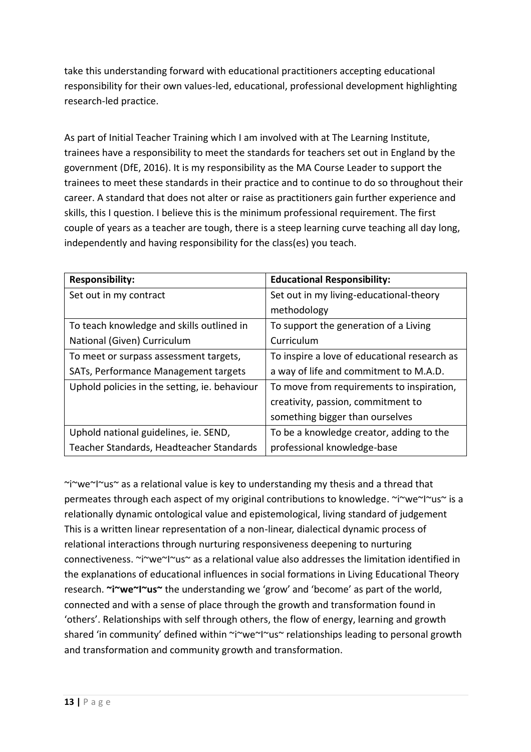take this understanding forward with educational practitioners accepting educational responsibility for their own values-led, educational, professional development highlighting research-led practice.

As part of Initial Teacher Training which I am involved with at The Learning Institute, trainees have a responsibility to meet the standards for teachers set out in England by the government (DfE, 2016). It is my responsibility as the MA Course Leader to support the trainees to meet these standards in their practice and to continue to do so throughout their career. A standard that does not alter or raise as practitioners gain further experience and skills, this I question. I believe this is the minimum professional requirement. The first couple of years as a teacher are tough, there is a steep learning curve teaching all day long, independently and having responsibility for the class(es) you teach.

| **Responsibility:** | **Educational Responsibility:** |
|---|---|
| Set out in my contract | Set out in my living-educational-theory methodology |
| To teach knowledge and skills outlined in National (Given) Curriculum | To support the generation of a Living Curriculum |
| To meet or surpass assessment targets, SATs, Performance Management targets | To inspire a love of educational research as a way of life and commitment to M.A.D. |
| Uphold policies in the setting, ie. behaviour | To move from requirements to inspiration, creativity, passion, commitment to something bigger than ourselves |
| Uphold national guidelines, ie. SEND, Teacher Standards, Headteacher Standards | To be a knowledge creator, adding to the professional knowledge-base |

~i~we~I~us~ as a relational value is key to understanding my thesis and a thread that permeates through each aspect of my original contributions to knowledge. ~i~we~I~us~ is a relationally dynamic ontological value and epistemological, living standard of judgement This is a written linear representation of a non-linear, dialectical dynamic process of relational interactions through nurturing responsiveness deepening to nurturing connectiveness. ~i~we~I~us~ as a relational value also addresses the limitation identified in the explanations of educational influences in social formations in Living Educational Theory research. **~i~we~I~us~** the understanding we 'grow' and 'become' as part of the world, connected and with a sense of place through the growth and transformation found in 'others'. Relationships with self through others, the flow of energy, learning and growth shared 'in community' defined within ~i~we~I~us~ relationships leading to personal growth and transformation and community growth and transformation.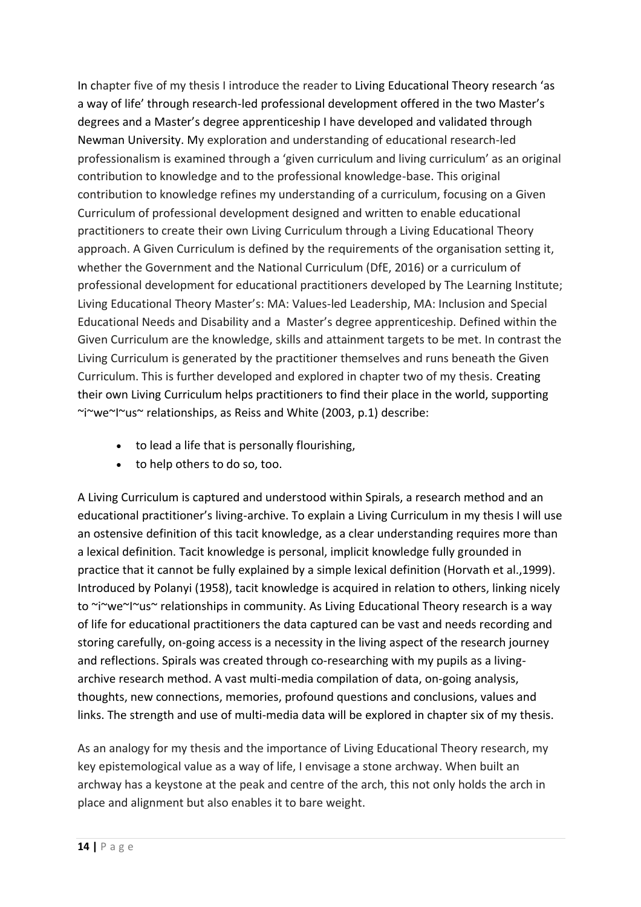In chapter five of my thesis I introduce the reader to Living Educational Theory research 'as a way of life' through research-led professional development offered in the two Master's degrees and a Master's degree apprenticeship I have developed and validated through Newman University. My exploration and understanding of educational research-led professionalism is examined through a 'given curriculum and living curriculum' as an original contribution to knowledge and to the professional knowledge-base. This original contribution to knowledge refines my understanding of a curriculum, focusing on a Given Curriculum of professional development designed and written to enable educational practitioners to create their own Living Curriculum through a Living Educational Theory approach. A Given Curriculum is defined by the requirements of the organisation setting it, whether the Government and the National Curriculum (DfE, 2016) or a curriculum of professional development for educational practitioners developed by The Learning Institute; Living Educational Theory Master's: MA: Values-led Leadership, MA: Inclusion and Special Educational Needs and Disability and a Master's degree apprenticeship. Defined within the Given Curriculum are the knowledge, skills and attainment targets to be met. In contrast the Living Curriculum is generated by the practitioner themselves and runs beneath the Given Curriculum. This is further developed and explored in chapter two of my thesis. Creating their own Living Curriculum helps practitioners to find their place in the world, supporting ~i~we~I~us~ relationships, as Reiss and White (2003, p.1) describe:

- to lead a life that is personally flourishing,
- to help others to do so, too.

A Living Curriculum is captured and understood within Spirals, a research method and an educational practitioner's living-archive. To explain a Living Curriculum in my thesis I will use an ostensive definition of this tacit knowledge, as a clear understanding requires more than a lexical definition. Tacit knowledge is personal, implicit knowledge fully grounded in practice that it cannot be fully explained by a simple lexical definition (Horvath et al.,1999). Introduced by Polanyi (1958), tacit knowledge is acquired in relation to others, linking nicely to ~i~we~I~us~ relationships in community. As Living Educational Theory research is a way of life for educational practitioners the data captured can be vast and needs recording and storing carefully, on-going access is a necessity in the living aspect of the research journey and reflections. Spirals was created through co-researching with my pupils as a living-archive research method. A vast multi-media compilation of data, on-going analysis, thoughts, new connections, memories, profound questions and conclusions, values and links. The strength and use of multi-media data will be explored in chapter six of my thesis.

As an analogy for my thesis and the importance of Living Educational Theory research, my key epistemological value as a way of life, I envisage a stone archway. When built an archway has a keystone at the peak and centre of the arch, this not only holds the arch in place and alignment but also enables it to bare weight.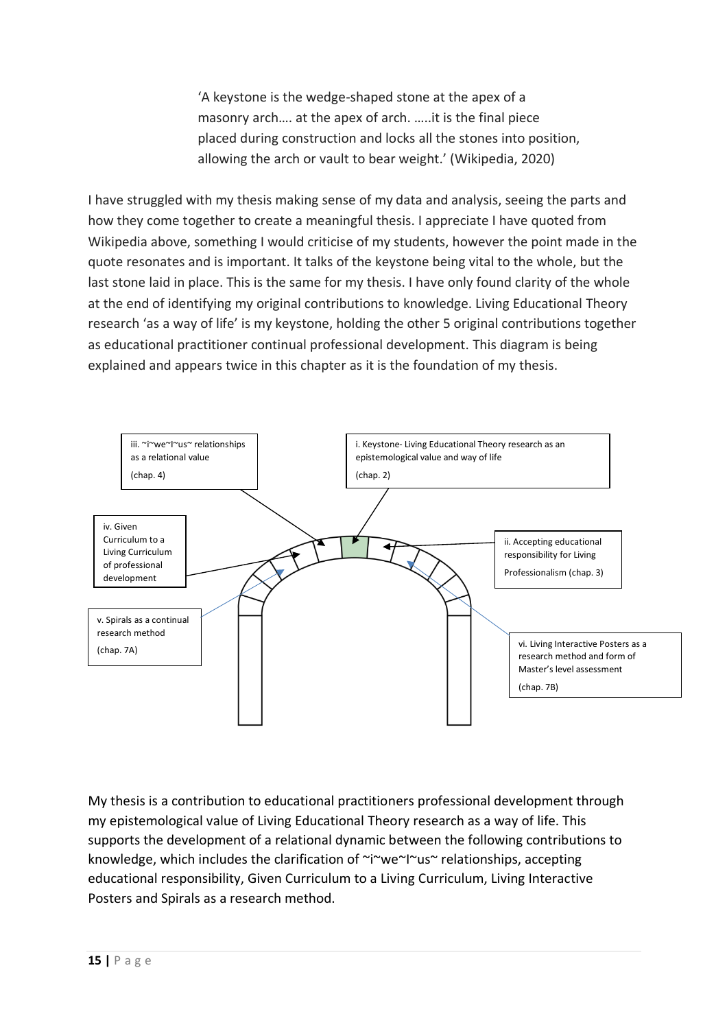> 'A keystone is the wedge-shaped stone at the apex of a masonry arch…. at the apex of arch. …..it is the final piece placed during construction and locks all the stones into position, allowing the arch or vault to bear weight.' (Wikipedia, 2020)

I have struggled with my thesis making sense of my data and analysis, seeing the parts and how they come together to create a meaningful thesis. I appreciate I have quoted from Wikipedia above, something I would criticise of my students, however the point made in the quote resonates and is important. It talks of the keystone being vital to the whole, but the last stone laid in place. This is the same for my thesis. I have only found clarity of the whole at the end of identifying my original contributions to knowledge. Living Educational Theory research 'as a way of life' is my keystone, holding the other 5 original contributions together as educational practitioner continual professional development. This diagram is being explained and appears twice in this chapter as it is the foundation of my thesis.

iii. ~i~we~I~us~ relationships as a relational value (chap. 4)

i. Keystone- Living Educational Theory research as an epistemological value and way of life (chap. 2)

iv. Given Curriculum to a Living Curriculum of professional development

ii. Accepting educational responsibility for Living Professionalism (chap. 3)

v. Spirals as a continual research method (chap. 7A)

vi. Living Interactive Posters as a research method and form of Master's level assessment (chap. 7B)

My thesis is a contribution to educational practitioners professional development through my epistemological value of Living Educational Theory research as a way of life. This supports the development of a relational dynamic between the following contributions to knowledge, which includes the clarification of ~i~we~I~us~ relationships, accepting educational responsibility, Given Curriculum to a Living Curriculum, Living Interactive Posters and Spirals as a research method.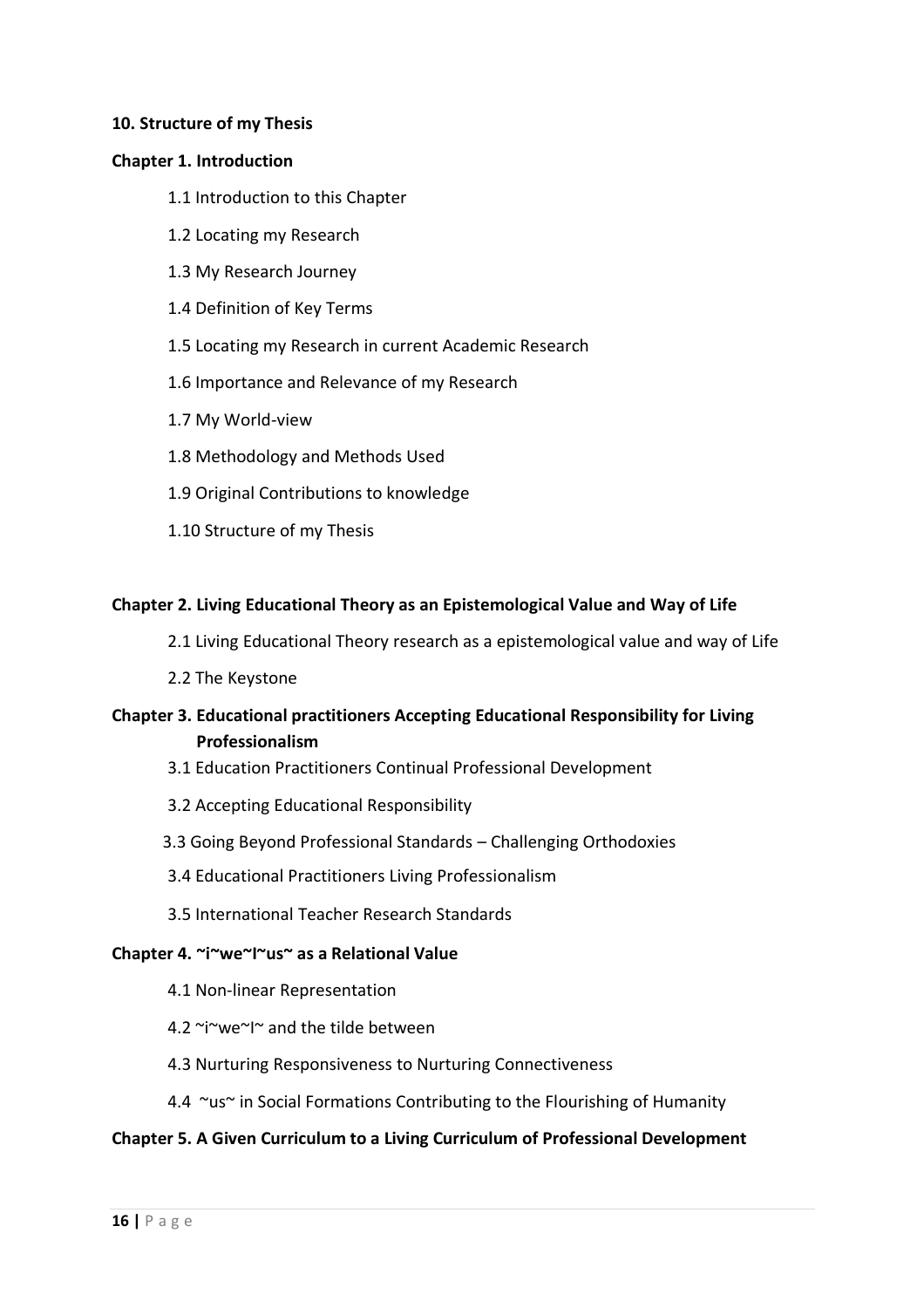**10. Structure of my Thesis**

**Chapter 1. Introduction**

- 1.1 Introduction to this Chapter
- 1.2 Locating my Research
- 1.3 My Research Journey
- 1.4 Definition of Key Terms
- 1.5 Locating my Research in current Academic Research
- 1.6 Importance and Relevance of my Research
- 1.7 My World-view
- 1.8 Methodology and Methods Used
- 1.9 Original Contributions to knowledge
- 1.10 Structure of my Thesis

**Chapter 2. Living Educational Theory as an Epistemological Value and Way of Life**

- 2.1 Living Educational Theory research as a epistemological value and way of Life
- 2.2 The Keystone

**Chapter 3. Educational practitioners Accepting Educational Responsibility for Living Professionalism**

- 3.1 Education Practitioners Continual Professional Development
- 3.2 Accepting Educational Responsibility
- 3.3 Going Beyond Professional Standards – Challenging Orthodoxies
- 3.4 Educational Practitioners Living Professionalism
- 3.5 International Teacher Research Standards

**Chapter 4. ~i~we~I~us~ as a Relational Value**

- 4.1 Non-linear Representation
- 4.2 ~i~we~I~ and the tilde between
- 4.3 Nurturing Responsiveness to Nurturing Connectiveness
- 4.4 ~us~ in Social Formations Contributing to the Flourishing of Humanity

**Chapter 5. A Given Curriculum to a Living Curriculum of Professional Development**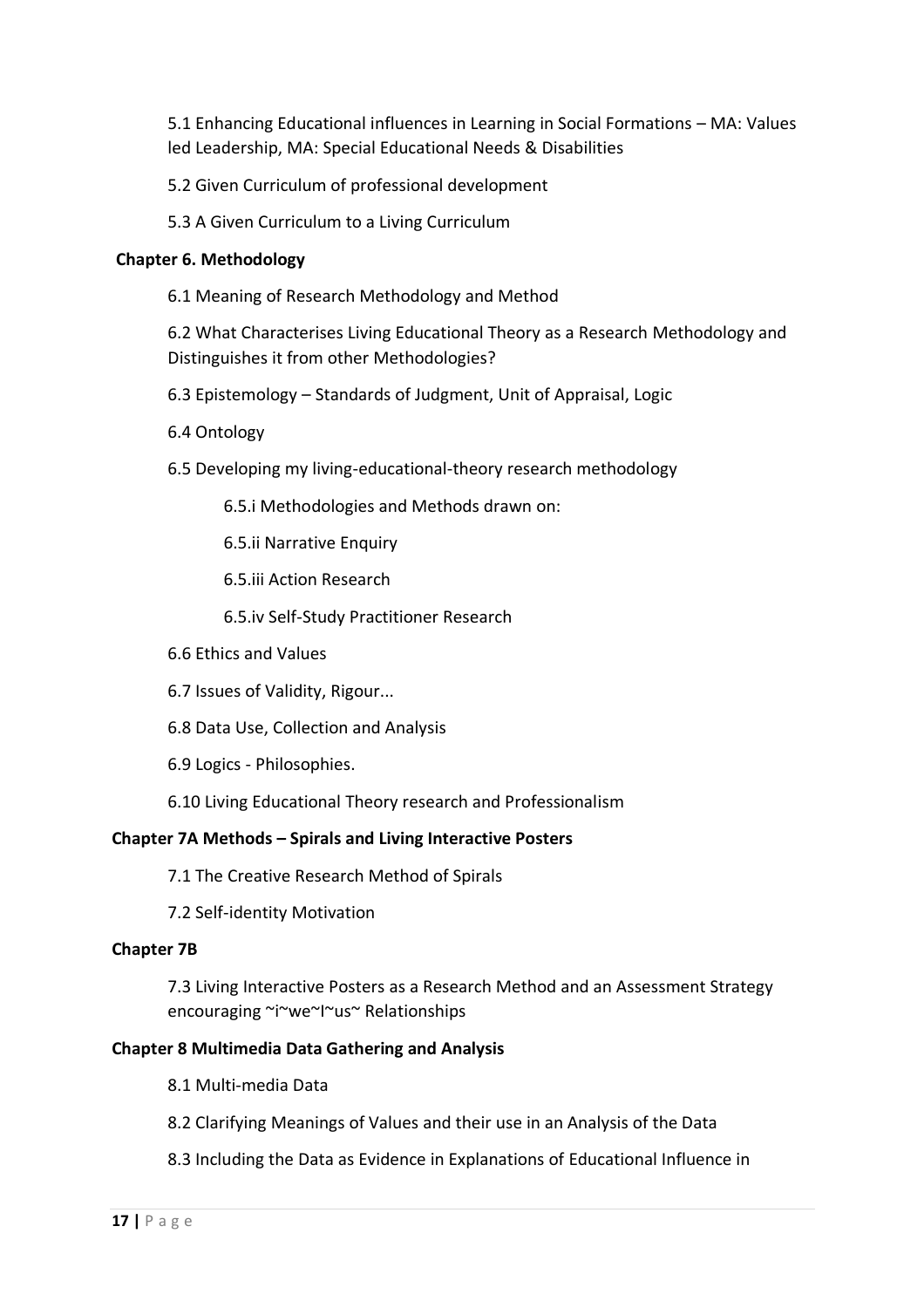5.1 Enhancing Educational influences in Learning in Social Formations – MA: Values led Leadership, MA: Special Educational Needs & Disabilities

5.2 Given Curriculum of professional development

5.3 A Given Curriculum to a Living Curriculum

**Chapter 6. Methodology**

6.1 Meaning of Research Methodology and Method

6.2 What Characterises Living Educational Theory as a Research Methodology and Distinguishes it from other Methodologies?

6.3 Epistemology – Standards of Judgment, Unit of Appraisal, Logic

6.4 Ontology

6.5 Developing my living-educational-theory research methodology

6.5.i Methodologies and Methods drawn on:

6.5.ii Narrative Enquiry

6.5.iii Action Research

6.5.iv Self-Study Practitioner Research

6.6 Ethics and Values

6.7 Issues of Validity, Rigour...

6.8 Data Use, Collection and Analysis

6.9 Logics - Philosophies.

6.10 Living Educational Theory research and Professionalism

**Chapter 7A Methods – Spirals and Living Interactive Posters**

7.1 The Creative Research Method of Spirals

7.2 Self-identity Motivation

**Chapter 7B**

7.3 Living Interactive Posters as a Research Method and an Assessment Strategy encouraging ~i~we~I~us~ Relationships

**Chapter 8 Multimedia Data Gathering and Analysis**

8.1 Multi-media Data

8.2 Clarifying Meanings of Values and their use in an Analysis of the Data

8.3 Including the Data as Evidence in Explanations of Educational Influence in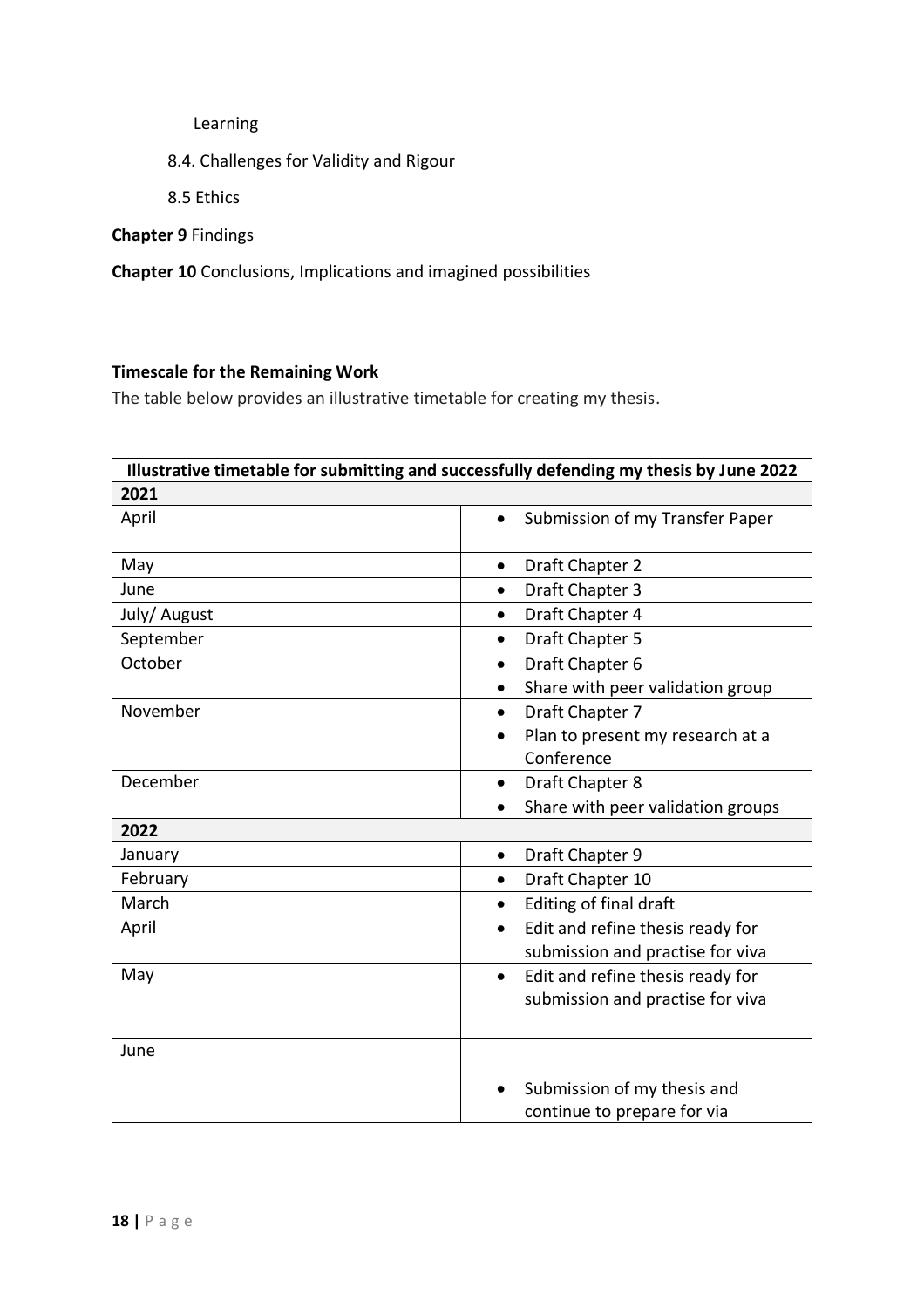Learning

8.4. Challenges for Validity and Rigour

8.5 Ethics

**Chapter 9** Findings

**Chapter 10** Conclusions, Implications and imagined possibilities

**Timescale for the Remaining Work**

The table below provides an illustrative timetable for creating my thesis.

| **Illustrative timetable for submitting and successfully defending my thesis by June 2022** | |
|---|---|
| **2021** | |
| April | • Submission of my Transfer Paper |
| May | • Draft Chapter 2 |
| June | • Draft Chapter 3 |
| July/ August | • Draft Chapter 4 |
| September | • Draft Chapter 5 |
| October | • Draft Chapter 6<br>• Share with peer validation group |
| November | • Draft Chapter 7<br>• Plan to present my research at a Conference |
| December | • Draft Chapter 8<br>• Share with peer validation groups |
| **2022** | |
| January | • Draft Chapter 9 |
| February | • Draft Chapter 10 |
| March | • Editing of final draft |
| April | • Edit and refine thesis ready for submission and practise for viva |
| May | • Edit and refine thesis ready for submission and practise for viva |
| June | • Submission of my thesis and continue to prepare for via |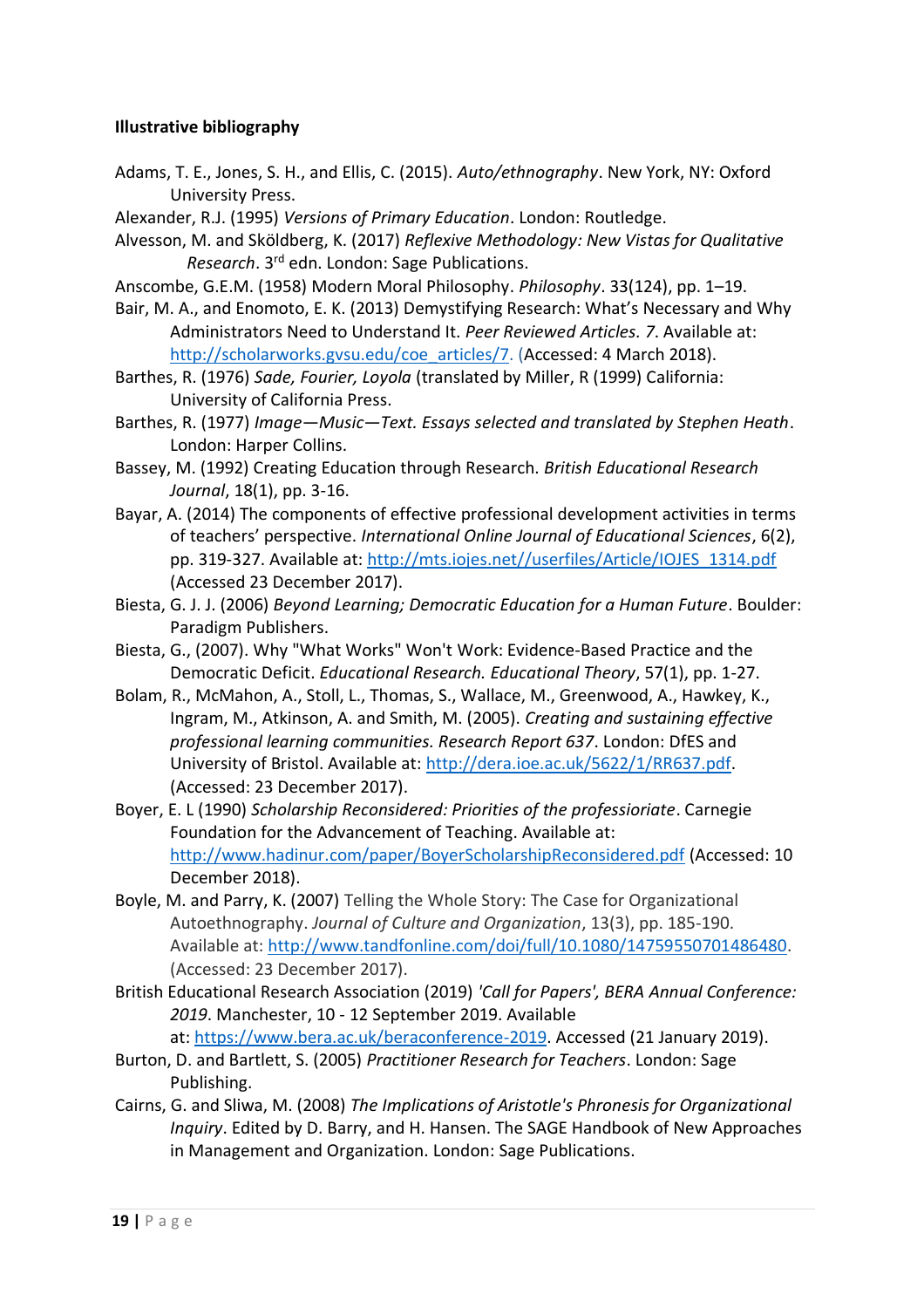**Illustrative bibliography**

Adams, T. E., Jones, S. H., and Ellis, C. (2015). *Auto/ethnography*. New York, NY: Oxford University Press.

Alexander, R.J. (1995) *Versions of Primary Education*. London: Routledge.

Alvesson, M. and Sköldberg, K. (2017) *Reflexive Methodology: New Vistas for Qualitative Research*. 3rd edn. London: Sage Publications.

Anscombe, G.E.M. (1958) Modern Moral Philosophy. *Philosophy*. 33(124), pp. 1–19.

Bair, M. A., and Enomoto, E. K. (2013) Demystifying Research: What's Necessary and Why Administrators Need to Understand It. *Peer Reviewed Articles. 7*. Available at: http://scholarworks.gvsu.edu/coe_articles/7. (Accessed: 4 March 2018).

Barthes, R. (1976) *Sade, Fourier, Loyola* (translated by Miller, R (1999) California: University of California Press.

Barthes, R. (1977) *Image—Music—Text. Essays selected and translated by Stephen Heath*. London: Harper Collins.

Bassey, M. (1992) Creating Education through Research. *British Educational Research Journal*, 18(1), pp. 3-16.

Bayar, A. (2014) The components of effective professional development activities in terms of teachers' perspective. *International Online Journal of Educational Sciences*, 6(2), pp. 319-327. Available at: http://mts.iojes.net//userfiles/Article/IOJES_1314.pdf (Accessed 23 December 2017).

Biesta, G. J. J. (2006) *Beyond Learning; Democratic Education for a Human Future*. Boulder: Paradigm Publishers.

Biesta, G., (2007). Why "What Works" Won't Work: Evidence-Based Practice and the Democratic Deficit. *Educational Research. Educational Theory*, 57(1), pp. 1-27.

Bolam, R., McMahon, A., Stoll, L., Thomas, S., Wallace, M., Greenwood, A., Hawkey, K., Ingram, M., Atkinson, A. and Smith, M. (2005). *Creating and sustaining effective professional learning communities. Research Report 637*. London: DfES and University of Bristol. Available at: http://dera.ioe.ac.uk/5622/1/RR637.pdf. (Accessed: 23 December 2017).

Boyer, E. L (1990) *Scholarship Reconsidered: Priorities of the professoriate*. Carnegie Foundation for the Advancement of Teaching. Available at: http://www.hadinur.com/paper/BoyerScholarshipReconsidered.pdf (Accessed: 10 December 2018).

Boyle, M. and Parry, K. (2007) Telling the Whole Story: The Case for Organizational Autoethnography. *Journal of Culture and Organization*, 13(3), pp. 185-190. Available at: http://www.tandfonline.com/doi/full/10.1080/14759550701486480. (Accessed: 23 December 2017).

British Educational Research Association (2019) *'Call for Papers', BERA Annual Conference: 2019*. Manchester, 10 - 12 September 2019. Available at: https://www.bera.ac.uk/beraconference-2019. Accessed (21 January 2019).

Burton, D. and Bartlett, S. (2005) *Practitioner Research for Teachers*. London: Sage Publishing.

Cairns, G. and Sliwa, M. (2008) *The Implications of Aristotle's Phronesis for Organizational Inquiry*. Edited by D. Barry, and H. Hansen. The SAGE Handbook of New Approaches in Management and Organization. London: Sage Publications.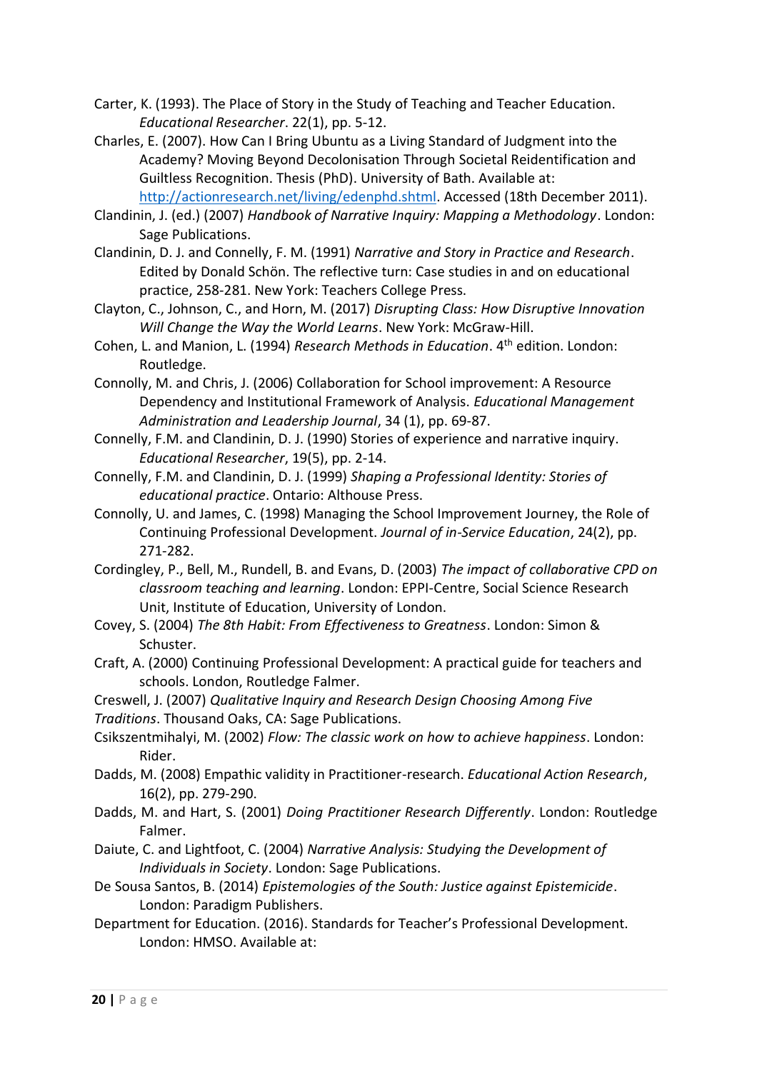Carter, K. (1993). The Place of Story in the Study of Teaching and Teacher Education. *Educational Researcher*. 22(1), pp. 5-12.

Charles, E. (2007). How Can I Bring Ubuntu as a Living Standard of Judgment into the Academy? Moving Beyond Decolonisation Through Societal Reidentification and Guiltless Recognition. Thesis (PhD). University of Bath. Available at: http://actionresearch.net/living/edenphd.shtml. Accessed (18th December 2011).

Clandinin, J. (ed.) (2007) *Handbook of Narrative Inquiry: Mapping a Methodology*. London: Sage Publications.

Clandinin, D. J. and Connelly, F. M. (1991) *Narrative and Story in Practice and Research*. Edited by Donald Schön. The reflective turn: Case studies in and on educational practice, 258-281. New York: Teachers College Press.

Clayton, C., Johnson, C., and Horn, M. (2017) *Disrupting Class: How Disruptive Innovation Will Change the Way the World Learns*. New York: McGraw-Hill.

Cohen, L. and Manion, L. (1994) *Research Methods in Education*. 4th edition. London: Routledge.

Connolly, M. and Chris, J. (2006) Collaboration for School improvement: A Resource Dependency and Institutional Framework of Analysis. *Educational Management Administration and Leadership Journal*, 34 (1), pp. 69-87.

Connelly, F.M. and Clandinin, D. J. (1990) Stories of experience and narrative inquiry. *Educational Researcher*, 19(5), pp. 2-14.

Connelly, F.M. and Clandinin, D. J. (1999) *Shaping a Professional Identity: Stories of educational practice*. Ontario: Althouse Press.

Connolly, U. and James, C. (1998) Managing the School Improvement Journey, the Role of Continuing Professional Development. *Journal of in-Service Education*, 24(2), pp. 271-282.

Cordingley, P., Bell, M., Rundell, B. and Evans, D. (2003) *The impact of collaborative CPD on classroom teaching and learning*. London: EPPI-Centre, Social Science Research Unit, Institute of Education, University of London.

Covey, S. (2004) *The 8th Habit: From Effectiveness to Greatness*. London: Simon & Schuster.

Craft, A. (2000) Continuing Professional Development: A practical guide for teachers and schools. London, Routledge Falmer.

Creswell, J. (2007) *Qualitative Inquiry and Research Design Choosing Among Five Traditions*. Thousand Oaks, CA: Sage Publications.

Csikszentmihalyi, M. (2002) *Flow: The classic work on how to achieve happiness*. London: Rider.

Dadds, M. (2008) Empathic validity in Practitioner-research. *Educational Action Research*, 16(2), pp. 279-290.

Dadds, M. and Hart, S. (2001) *Doing Practitioner Research Differently*. London: Routledge Falmer.

Daiute, C. and Lightfoot, C. (2004) *Narrative Analysis: Studying the Development of Individuals in Society*. London: Sage Publications.

De Sousa Santos, B. (2014) *Epistemologies of the South: Justice against Epistemicide*. London: Paradigm Publishers.

Department for Education. (2016). Standards for Teacher's Professional Development. London: HMSO. Available at: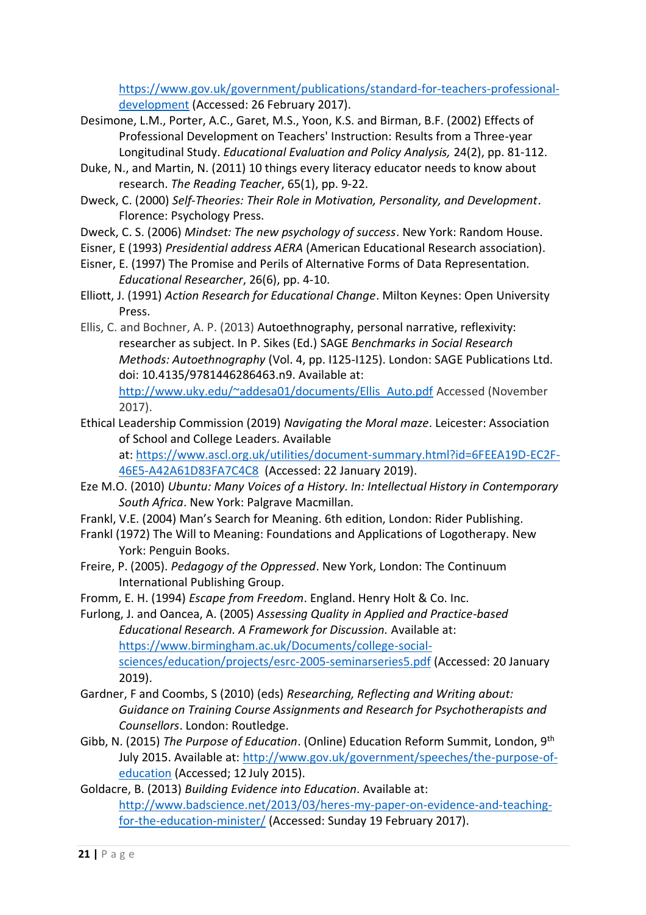https://www.gov.uk/government/publications/standard-for-teachers-professional-development (Accessed: 26 February 2017).

Desimone, L.M., Porter, A.C., Garet, M.S., Yoon, K.S. and Birman, B.F. (2002) Effects of Professional Development on Teachers' Instruction: Results from a Three-year Longitudinal Study. *Educational Evaluation and Policy Analysis,* 24(2), pp. 81-112.

Duke, N., and Martin, N. (2011) 10 things every literacy educator needs to know about research. *The Reading Teacher*, 65(1), pp. 9-22.

Dweck, C. (2000) *Self-Theories: Their Role in Motivation, Personality, and Development*. Florence: Psychology Press.

Dweck, C. S. (2006) *Mindset: The new psychology of success*. New York: Random House.

Eisner, E (1993) *Presidential address AERA* (American Educational Research association).

Eisner, E. (1997) The Promise and Perils of Alternative Forms of Data Representation. *Educational Researcher*, 26(6), pp. 4-10.

Elliott, J. (1991) *Action Research for Educational Change*. Milton Keynes: Open University Press.

Ellis, C. and Bochner, A. P. (2013) Autoethnography, personal narrative, reflexivity: researcher as subject. In P. Sikes (Ed.) SAGE *Benchmarks in Social Research Methods: Autoethnography* (Vol. 4, pp. I125-I125). London: SAGE Publications Ltd. doi: 10.4135/9781446286463.n9. Available at: http://www.uky.edu/~addesa01/documents/Ellis_Auto.pdf Accessed (November 2017).

Ethical Leadership Commission (2019) *Navigating the Moral maze*. Leicester: Association of School and College Leaders. Available at: https://www.ascl.org.uk/utilities/document-summary.html?id=6FEEA19D-EC2F-46E5-A42A61D83FA7C4C8 (Accessed: 22 January 2019).

Eze M.O. (2010) *Ubuntu: Many Voices of a History. In: Intellectual History in Contemporary South Africa*. New York: Palgrave Macmillan.

Frankl, V.E. (2004) Man's Search for Meaning. 6th edition, London: Rider Publishing.

Frankl (1972) The Will to Meaning: Foundations and Applications of Logotherapy. New York: Penguin Books.

Freire, P. (2005). *Pedagogy of the Oppressed*. New York, London: The Continuum International Publishing Group.

Fromm, E. H. (1994) *Escape from Freedom*. England. Henry Holt & Co. Inc.

Furlong, J. and Oancea, A. (2005) *Assessing Quality in Applied and Practice-based Educational Research. A Framework for Discussion.* Available at: https://www.birmingham.ac.uk/Documents/college-social-sciences/education/projects/esrc-2005-seminarseries5.pdf (Accessed: 20 January 2019).

Gardner, F and Coombs, S (2010) (eds) *Researching, Reflecting and Writing about: Guidance on Training Course Assignments and Research for Psychotherapists and Counsellors*. London: Routledge.

Gibb, N. (2015) *The Purpose of Education*. (Online) Education Reform Summit, London, 9th July 2015. Available at: http://www.gov.uk/government/speeches/the-purpose-of-education (Accessed; 12 July 2015).

Goldacre, B. (2013) *Building Evidence into Education*. Available at: http://www.badscience.net/2013/03/heres-my-paper-on-evidence-and-teaching-for-the-education-minister/ (Accessed: Sunday 19 February 2017).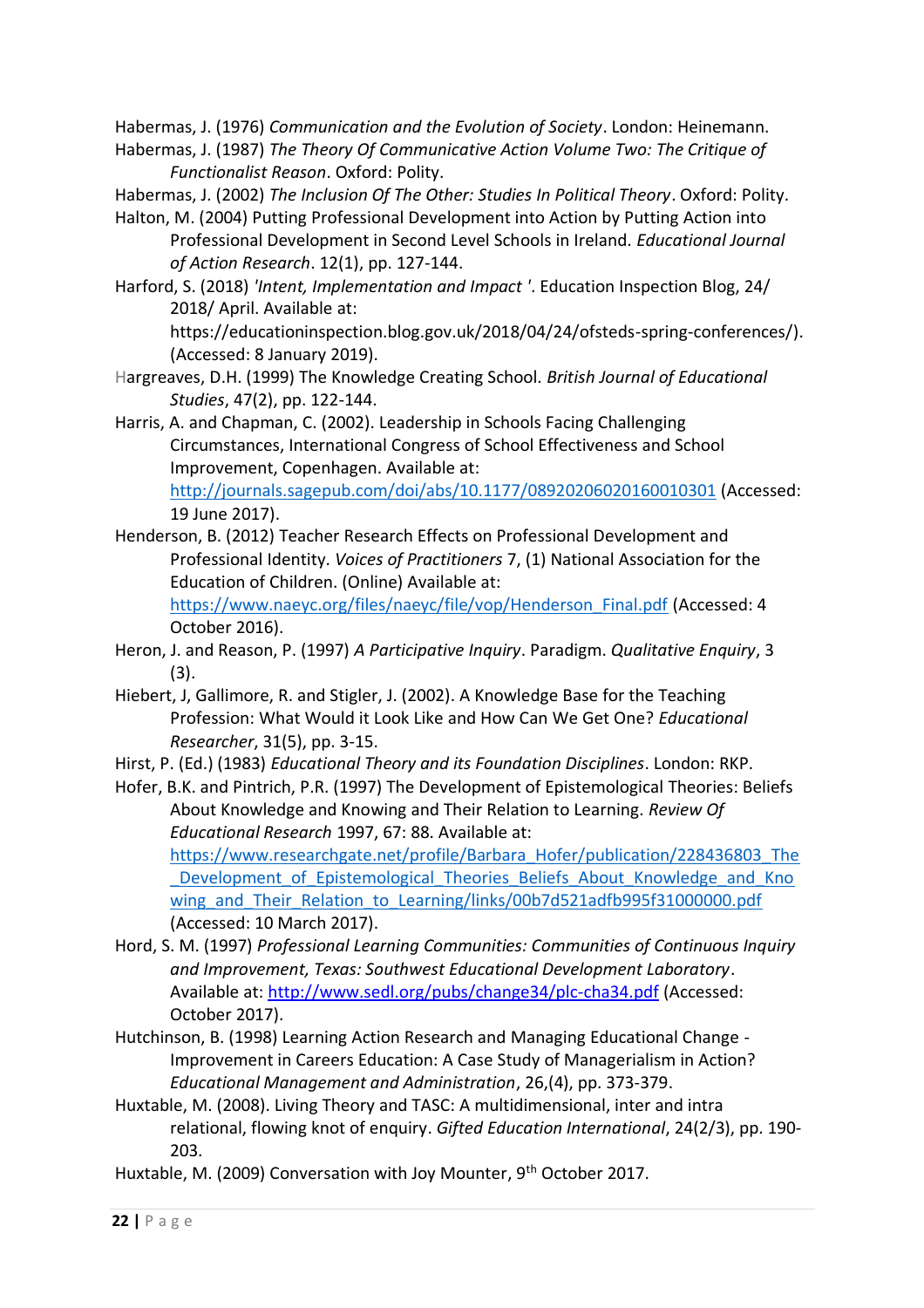Habermas, J. (1976) *Communication and the Evolution of Society*. London: Heinemann.

Habermas, J. (1987) *The Theory Of Communicative Action Volume Two: The Critique of Functionalist Reason*. Oxford: Polity.

Habermas, J. (2002) *The Inclusion Of The Other: Studies In Political Theory*. Oxford: Polity.

Halton, M. (2004) Putting Professional Development into Action by Putting Action into Professional Development in Second Level Schools in Ireland. *Educational Journal of Action Research*. 12(1), pp. 127-144.

Harford, S. (2018) *'Intent, Implementation and Impact '*. Education Inspection Blog, 24/ 2018/ April. Available at: https://educationinspection.blog.gov.uk/2018/04/24/ofsteds-spring-conferences/). (Accessed: 8 January 2019).

Hargreaves, D.H. (1999) The Knowledge Creating School. *British Journal of Educational Studies*, 47(2), pp. 122-144.

Harris, A. and Chapman, C. (2002). Leadership in Schools Facing Challenging Circumstances, International Congress of School Effectiveness and School Improvement, Copenhagen. Available at: http://journals.sagepub.com/doi/abs/10.1177/08920206020160010301 (Accessed: 19 June 2017).

Henderson, B. (2012) Teacher Research Effects on Professional Development and Professional Identity. *Voices of Practitioners* 7, (1) National Association for the Education of Children. (Online) Available at: https://www.naeyc.org/files/naeyc/file/vop/Henderson_Final.pdf (Accessed: 4 October 2016).

Heron, J. and Reason, P. (1997) *A Participative Inquiry*. Paradigm. *Qualitative Enquiry*, 3 (3).

Hiebert, J, Gallimore, R. and Stigler, J. (2002). A Knowledge Base for the Teaching Profession: What Would it Look Like and How Can We Get One? *Educational Researcher*, 31(5), pp. 3-15.

Hirst, P. (Ed.) (1983) *Educational Theory and its Foundation Disciplines*. London: RKP.

Hofer, B.K. and Pintrich, P.R. (1997) The Development of Epistemological Theories: Beliefs About Knowledge and Knowing and Their Relation to Learning. *Review Of Educational Research* 1997, 67: 88. Available at: https://www.researchgate.net/profile/Barbara_Hofer/publication/228436803_The_Development_of_Epistemological_Theories_Beliefs_About_Knowledge_and_Knowing_and_Their_Relation_to_Learning/links/00b7d521adfb995f31000000.pdf (Accessed: 10 March 2017).

Hord, S. M. (1997) *Professional Learning Communities: Communities of Continuous Inquiry and Improvement, Texas: Southwest Educational Development Laboratory*. Available at: http://www.sedl.org/pubs/change34/plc-cha34.pdf (Accessed: October 2017).

Hutchinson, B. (1998) Learning Action Research and Managing Educational Change - Improvement in Careers Education: A Case Study of Managerialism in Action? *Educational Management and Administration*, 26,(4), pp. 373-379.

Huxtable, M. (2008). Living Theory and TASC: A multidimensional, inter and intra relational, flowing knot of enquiry. *Gifted Education International*, 24(2/3), pp. 190-203.

Huxtable, M. (2009) Conversation with Joy Mounter, 9th October 2017.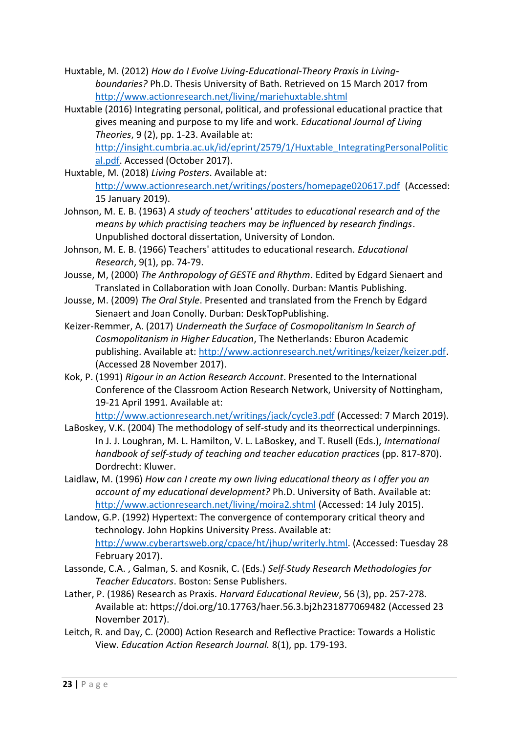Huxtable, M. (2012) *How do I Evolve Living-Educational-Theory Praxis in Living-boundaries?* Ph.D. Thesis University of Bath. Retrieved on 15 March 2017 from http://www.actionresearch.net/living/mariehuxtable.shtml

Huxtable (2016) Integrating personal, political, and professional educational practice that gives meaning and purpose to my life and work. *Educational Journal of Living Theories*, 9 (2), pp. 1-23. Available at: http://insight.cumbria.ac.uk/id/eprint/2579/1/Huxtable_IntegratingPersonalPolitical.pdf. Accessed (October 2017).

Huxtable, M. (2018) *Living Posters*. Available at: http://www.actionresearch.net/writings/posters/homepage020617.pdf (Accessed: 15 January 2019).

Johnson, M. E. B. (1963) *A study of teachers' attitudes to educational research and of the means by which practising teachers may be influenced by research findings*. Unpublished doctoral dissertation, University of London.

Johnson, M. E. B. (1966) Teachers' attitudes to educational research. *Educational Research*, 9(1), pp. 74-79.

Jousse, M, (2000) *The Anthropology of GESTE and Rhythm*. Edited by Edgard Sienaert and Translated in Collaboration with Joan Conolly. Durban: Mantis Publishing.

Jousse, M. (2009) *The Oral Style*. Presented and translated from the French by Edgard Sienaert and Joan Conolly. Durban: DeskTopPublishing.

Keizer-Remmer, A. (2017) *Underneath the Surface of Cosmopolitanism In Search of Cosmopolitanism in Higher Education*, The Netherlands: Eburon Academic publishing. Available at: http://www.actionresearch.net/writings/keizer/keizer.pdf. (Accessed 28 November 2017).

Kok, P. (1991) *Rigour in an Action Research Account*. Presented to the International Conference of the Classroom Action Research Network, University of Nottingham, 19-21 April 1991. Available at: http://www.actionresearch.net/writings/jack/cycle3.pdf (Accessed: 7 March 2019).

LaBoskey, V.K. (2004) The methodology of self-study and its theorrectical underpinnings. In J. J. Loughran, M. L. Hamilton, V. L. LaBoskey, and T. Rusell (Eds.), *International handbook of self-study of teaching and teacher education practices* (pp. 817-870). Dordrecht: Kluwer.

Laidlaw, M. (1996) *How can I create my own living educational theory as I offer you an account of my educational development?* Ph.D. University of Bath. Available at: http://www.actionresearch.net/living/moira2.shtml (Accessed: 14 July 2015).

Landow, G.P. (1992) Hypertext: The convergence of contemporary critical theory and technology. John Hopkins University Press. Available at: http://www.cyberartsweb.org/cpace/ht/jhup/writerly.html. (Accessed: Tuesday 28 February 2017).

Lassonde, C.A. , Galman, S. and Kosnik, C. (Eds.) *Self-Study Research Methodologies for Teacher Educators*. Boston: Sense Publishers.

Lather, P. (1986) Research as Praxis. *Harvard Educational Review*, 56 (3), pp. 257-278. Available at: https://doi.org/10.17763/haer.56.3.bj2h231877069482 (Accessed 23 November 2017).

Leitch, R. and Day, C. (2000) Action Research and Reflective Practice: Towards a Holistic View. *Education Action Research Journal.* 8(1), pp. 179-193.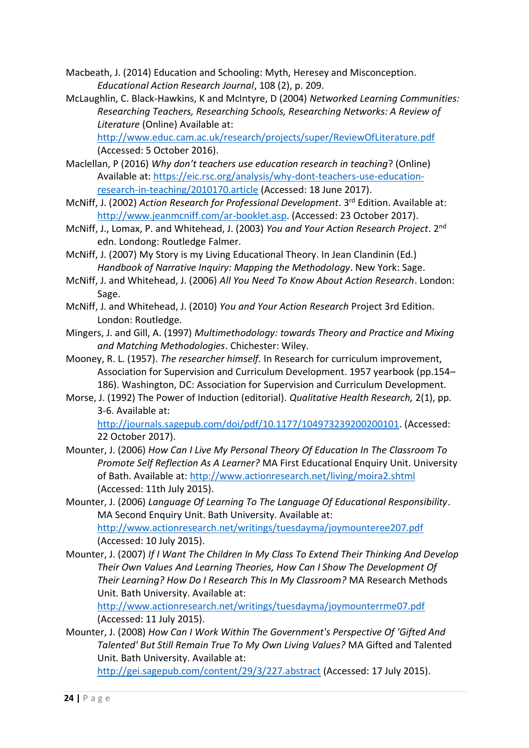Macbeath, J. (2014) Education and Schooling: Myth, Heresey and Misconception. *Educational Action Research Journal*, 108 (2), p. 209.

McLaughlin, C. Black-Hawkins, K and McIntyre, D (2004) *Networked Learning Communities: Researching Teachers, Researching Schools, Researching Networks: A Review of Literature* (Online) Available at: http://www.educ.cam.ac.uk/research/projects/super/ReviewOfLiterature.pdf (Accessed: 5 October 2016).

Maclellan, P (2016) *Why don't teachers use education research in teaching*? (Online) Available at: https://eic.rsc.org/analysis/why-dont-teachers-use-education-research-in-teaching/2010170.article (Accessed: 18 June 2017).

McNiff, J. (2002) *Action Research for Professional Development*. 3rd Edition. Available at: http://www.jeanmcniff.com/ar-booklet.asp. (Accessed: 23 October 2017).

McNiff, J., Lomax, P. and Whitehead, J. (2003) *You and Your Action Research Project*. 2nd edn. Londong: Routledge Falmer.

McNiff, J. (2007) My Story is my Living Educational Theory. In Jean Clandinin (Ed.) *Handbook of Narrative Inquiry: Mapping the Methodology*. New York: Sage.

McNiff, J. and Whitehead, J. (2006) *All You Need To Know About Action Research*. London: Sage.

McNiff, J. and Whitehead, J. (2010) *You and Your Action Research* Project 3rd Edition. London: Routledge.

Mingers, J. and Gill, A. (1997) *Multimethodology: towards Theory and Practice and Mixing and Matching Methodologies*. Chichester: Wiley.

Mooney, R. L. (1957). *The researcher himself.* In Research for curriculum improvement, Association for Supervision and Curriculum Development. 1957 yearbook (pp.154–186). Washington, DC: Association for Supervision and Curriculum Development.

Morse, J. (1992) The Power of Induction (editorial). *Qualitative Health Research,* 2(1), pp. 3-6. Available at: http://journals.sagepub.com/doi/pdf/10.1177/104973239200200101. (Accessed: 22 October 2017).

Mounter, J. (2006) *How Can I Live My Personal Theory Of Education In The Classroom To Promote Self Reflection As A Learner?* MA First Educational Enquiry Unit. University of Bath. Available at: http://www.actionresearch.net/living/moira2.shtml (Accessed: 11th July 2015).

Mounter, J. (2006) *Language Of Learning To The Language Of Educational Responsibility*. MA Second Enquiry Unit. Bath University. Available at: http://www.actionresearch.net/writings/tuesdayma/joymounteree207.pdf (Accessed: 10 July 2015).

Mounter, J. (2007) *If I Want The Children In My Class To Extend Their Thinking And Develop Their Own Values And Learning Theories, How Can I Show The Development Of Their Learning? How Do I Research This In My Classroom?* MA Research Methods Unit. Bath University. Available at: http://www.actionresearch.net/writings/tuesdayma/joymounterrme07.pdf (Accessed: 11 July 2015).

Mounter, J. (2008) *How Can I Work Within The Government's Perspective Of 'Gifted And Talented' But Still Remain True To My Own Living Values?* MA Gifted and Talented Unit. Bath University. Available at: http://gei.sagepub.com/content/29/3/227.abstract (Accessed: 17 July 2015).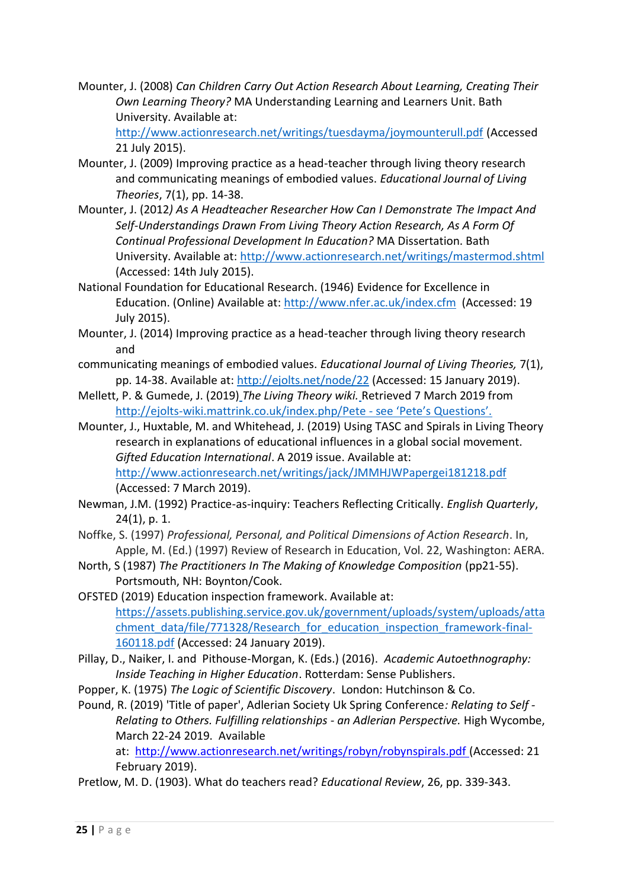Mounter, J. (2008) *Can Children Carry Out Action Research About Learning, Creating Their Own Learning Theory?* MA Understanding Learning and Learners Unit. Bath University. Available at: http://www.actionresearch.net/writings/tuesdayma/joymounterull.pdf (Accessed 21 July 2015).

Mounter, J. (2009) Improving practice as a head-teacher through living theory research and communicating meanings of embodied values. *Educational Journal of Living Theories*, 7(1), pp. 14-38.

Mounter, J. (2012*) As A Headteacher Researcher How Can I Demonstrate The Impact And Self-Understandings Drawn From Living Theory Action Research, As A Form Of Continual Professional Development In Education?* MA Dissertation. Bath University. Available at: http://www.actionresearch.net/writings/mastermod.shtml (Accessed: 14th July 2015).

National Foundation for Educational Research. (1946) Evidence for Excellence in Education. (Online) Available at: http://www.nfer.ac.uk/index.cfm (Accessed: 19 July 2015).

Mounter, J. (2014) Improving practice as a head-teacher through living theory research and
communicating meanings of embodied values. *Educational Journal of Living Theories,* 7(1), pp. 14-38. Available at: http://ejolts.net/node/22 (Accessed: 15 January 2019).

Mellett, P. & Gumede, J. (2019) *The Living Theory wiki.* Retrieved 7 March 2019 from http://ejolts-wiki.mattrink.co.uk/index.php/Pete - see 'Pete's Questions'.

Mounter, J., Huxtable, M. and Whitehead, J. (2019) Using TASC and Spirals in Living Theory research in explanations of educational influences in a global social movement. *Gifted Education International*. A 2019 issue. Available at: http://www.actionresearch.net/writings/jack/JMMHJWPapergei181218.pdf (Accessed: 7 March 2019).

Newman, J.M. (1992) Practice-as-inquiry: Teachers Reflecting Critically. *English Quarterly*, 24(1), p. 1.

Noffke, S. (1997) *Professional, Personal, and Political Dimensions of Action Research*. In, Apple, M. (Ed.) (1997) Review of Research in Education, Vol. 22, Washington: AERA.

North, S (1987) *The Practitioners In The Making of Knowledge Composition* (pp21-55). Portsmouth, NH: Boynton/Cook.

OFSTED (2019) Education inspection framework. Available at: https://assets.publishing.service.gov.uk/government/uploads/system/uploads/attachment_data/file/771328/Research_for_education_inspection_framework-final-160118.pdf (Accessed: 24 January 2019).

Pillay, D., Naiker, I. and Pithouse-Morgan, K. (Eds.) (2016). *Academic Autoethnography: Inside Teaching in Higher Education*. Rotterdam: Sense Publishers.

Popper, K. (1975) *The Logic of Scientific Discovery*. London: Hutchinson & Co.

Pound, R. (2019) 'Title of paper', Adlerian Society Uk Spring Conference*: Relating to Self - Relating to Others. Fulfilling relationships - an Adlerian Perspective.* High Wycombe, March 22-24 2019. Available at: http://www.actionresearch.net/writings/robyn/robynspirals.pdf (Accessed: 21 February 2019).

Pretlow, M. D. (1903). What do teachers read? *Educational Review*, 26, pp. 339-343.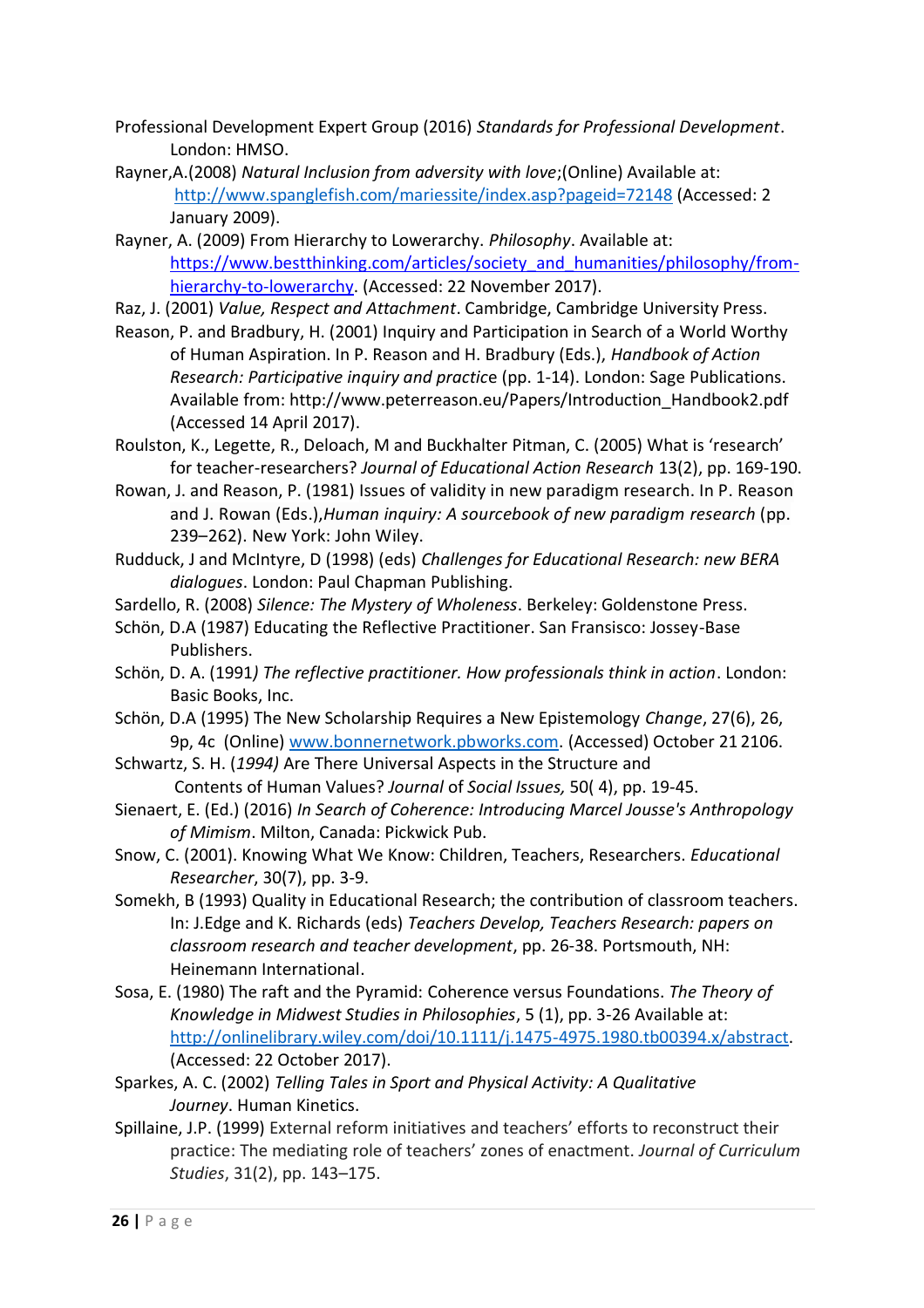Professional Development Expert Group (2016) *Standards for Professional Development*. London: HMSO.

Rayner,A.(2008) *Natural Inclusion from adversity with love*;(Online) Available at: http://www.spanglefish.com/mariessite/index.asp?pageid=72148 (Accessed: 2 January 2009).

Rayner, A. (2009) From Hierarchy to Lowerarchy. *Philosophy*. Available at: https://www.bestthinking.com/articles/society_and_humanities/philosophy/from-hierarchy-to-lowerarchy. (Accessed: 22 November 2017).

Raz, J. (2001) *Value, Respect and Attachment*. Cambridge, Cambridge University Press.

Reason, P. and Bradbury, H. (2001) Inquiry and Participation in Search of a World Worthy of Human Aspiration. In P. Reason and H. Bradbury (Eds.), *Handbook of Action Research: Participative inquiry and practice* (pp. 1-14). London: Sage Publications. Available from: http://www.peterreason.eu/Papers/Introduction_Handbook2.pdf (Accessed 14 April 2017).

Roulston, K., Legette, R., Deloach, M and Buckhalter Pitman, C. (2005) What is 'research' for teacher-researchers? *Journal of Educational Action Research* 13(2), pp. 169-190.

Rowan, J. and Reason, P. (1981) Issues of validity in new paradigm research. In P. Reason and J. Rowan (Eds.),*Human inquiry: A sourcebook of new paradigm research* (pp. 239–262). New York: John Wiley.

Rudduck, J and McIntyre, D (1998) (eds) *Challenges for Educational Research: new BERA dialogues*. London: Paul Chapman Publishing.

Sardello, R. (2008) *Silence: The Mystery of Wholeness*. Berkeley: Goldenstone Press.

Schön, D.A (1987) Educating the Reflective Practitioner. San Fransisco: Jossey-Base Publishers.

Schön, D. A. (1991*) The reflective practitioner. How professionals think in action*. London: Basic Books, Inc.

Schön, D.A (1995) The New Scholarship Requires a New Epistemology *Change*, 27(6), 26, 9p, 4c (Online) www.bonnernetwork.pbworks.com. (Accessed) October 21 2106.

Schwartz, S. H. (*1994)* Are There Universal Aspects in the Structure and Contents of Human Values? *Journal* of *Social Issues,* 50( 4), pp. 19-45.

Sienaert, E. (Ed.) (2016) *In Search of Coherence: Introducing Marcel Jousse's Anthropology of Mimism*. Milton, Canada: Pickwick Pub.

Snow, C. (2001). Knowing What We Know: Children, Teachers, Researchers. *Educational Researcher*, 30(7), pp. 3-9.

Somekh, B (1993) Quality in Educational Research; the contribution of classroom teachers. In: J.Edge and K. Richards (eds) *Teachers Develop, Teachers Research: papers on classroom research and teacher development*, pp. 26-38. Portsmouth, NH: Heinemann International.

Sosa, E. (1980) The raft and the Pyramid: Coherence versus Foundations. *The Theory of Knowledge in Midwest Studies in Philosophies*, 5 (1), pp. 3-26 Available at: http://onlinelibrary.wiley.com/doi/10.1111/j.1475-4975.1980.tb00394.x/abstract. (Accessed: 22 October 2017).

Sparkes, A. C. (2002) *Telling Tales in Sport and Physical Activity: A Qualitative Journey*. Human Kinetics.

Spillaine, J.P. (1999) External reform initiatives and teachers' efforts to reconstruct their practice: The mediating role of teachers' zones of enactment. *Journal of Curriculum Studies*, 31(2), pp. 143–175.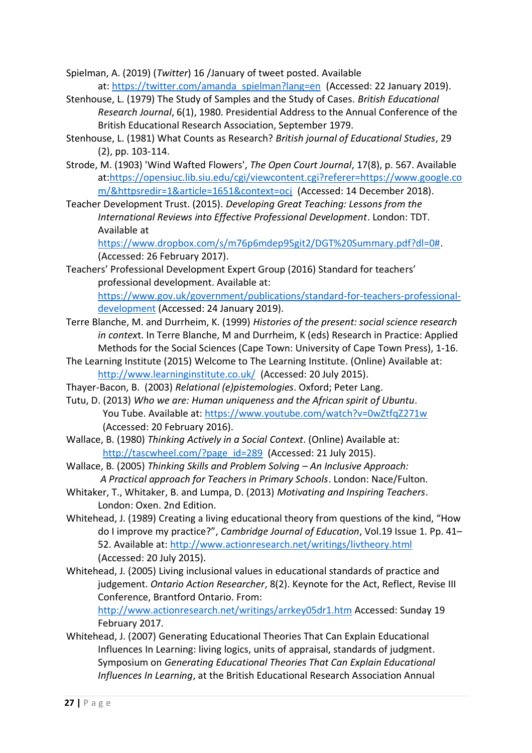Spielman, A. (2019) (*Twitter*) 16 /January of tweet posted. Available at: https://twitter.com/amanda_spielman?lang=en (Accessed: 22 January 2019).

Stenhouse, L. (1979) The Study of Samples and the Study of Cases. *British Educational Research Journal*, 6(1), 1980. Presidential Address to the Annual Conference of the British Educational Research Association, September 1979.

Stenhouse, L. (1981) What Counts as Research? *British journal of Educational Studies*, 29 (2), pp. 103-114.

Strode, M. (1903) 'Wind Wafted Flowers', *The Open Court Journal*, 17(8), p. 567. Available at:https://opensiuc.lib.siu.edu/cgi/viewcontent.cgi?referer=https://www.google.com/&httpsredir=1&article=1651&context=ocj (Accessed: 14 December 2018).

Teacher Development Trust. (2015). *Developing Great Teaching: Lessons from the International Reviews into Effective Professional Development*. London: TDT. Available at https://www.dropbox.com/s/m76p6mdep95git2/DGT%20Summary.pdf?dl=0#. (Accessed: 26 February 2017).

Teachers' Professional Development Expert Group (2016) Standard for teachers' professional development. Available at: https://www.gov.uk/government/publications/standard-for-teachers-professional-development (Accessed: 24 January 2019).

Terre Blanche, M. and Durrheim, K. (1999) *Histories of the present: social science research in context*. In Terre Blanche, M and Durrheim, K (eds) Research in Practice: Applied Methods for the Social Sciences (Cape Town: University of Cape Town Press), 1-16.

The Learning Institute (2015) Welcome to The Learning Institute. (Online) Available at: http://www.learninginstitute.co.uk/ (Accessed: 20 July 2015).

Thayer-Bacon, B. (2003) *Relational (e)pistemologies*. Oxford; Peter Lang.

Tutu, D. (2013) *Who we are: Human uniqueness and the African spirit of Ubuntu*. You Tube. Available at: https://www.youtube.com/watch?v=0wZtfqZ271w (Accessed: 20 February 2016).

Wallace, B. (1980) *Thinking Actively in a Social Context*. (Online) Available at: http://tascwheel.com/?page_id=289 (Accessed: 21 July 2015).

Wallace, B. (2005) *Thinking Skills and Problem Solving – An Inclusive Approach: A Practical approach for Teachers in Primary Schools*. London: Nace/Fulton.

Whitaker, T., Whitaker, B. and Lumpa, D. (2013) *Motivating and Inspiring Teachers*. London: Oxen. 2nd Edition.

Whitehead, J. (1989) Creating a living educational theory from questions of the kind, "How do I improve my practice?", *Cambridge Journal of Education*, Vol.19 Issue 1. Pp. 41–52. Available at: http://www.actionresearch.net/writings/livtheory.html (Accessed: 20 July 2015).

Whitehead, J. (2005) Living inclusional values in educational standards of practice and judgement. *Ontario Action Researcher*, 8(2). Keynote for the Act, Reflect, Revise III Conference, Brantford Ontario. From: http://www.actionresearch.net/writings/arrkey05dr1.htm Accessed: Sunday 19 February 2017.

Whitehead, J. (2007) Generating Educational Theories That Can Explain Educational Influences In Learning: living logics, units of appraisal, standards of judgment. Symposium on *Generating Educational Theories That Can Explain Educational Influences In Learning*, at the British Educational Research Association Annual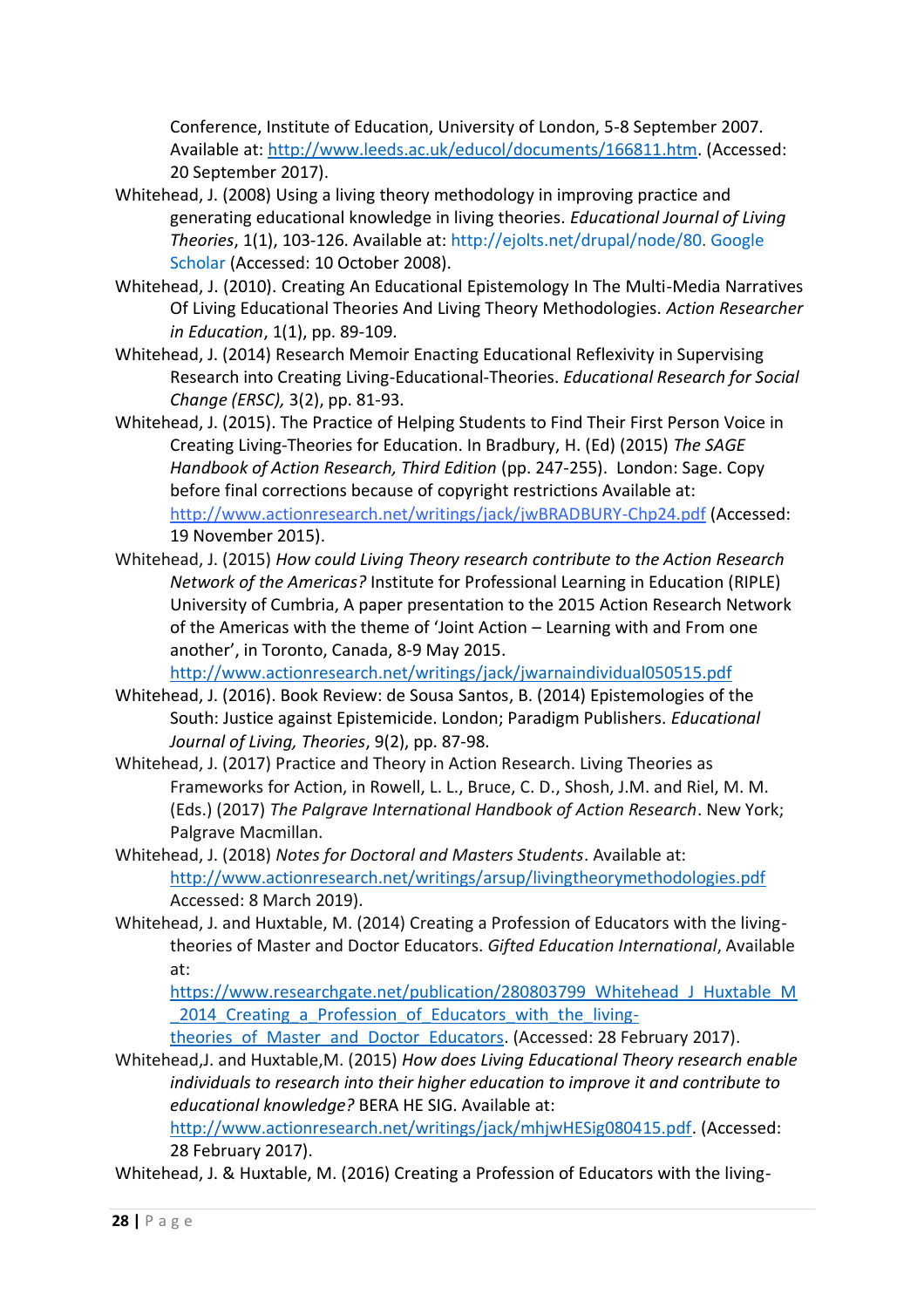Conference, Institute of Education, University of London, 5-8 September 2007. Available at: http://www.leeds.ac.uk/educol/documents/166811.htm. (Accessed: 20 September 2017).

Whitehead, J. (2008) Using a living theory methodology in improving practice and generating educational knowledge in living theories. *Educational Journal of Living Theories*, 1(1), 103-126. Available at: http://ejolts.net/drupal/node/80. Google Scholar (Accessed: 10 October 2008).

Whitehead, J. (2010). Creating An Educational Epistemology In The Multi-Media Narratives Of Living Educational Theories And Living Theory Methodologies. *Action Researcher in Education*, 1(1), pp. 89-109.

Whitehead, J. (2014) Research Memoir Enacting Educational Reflexivity in Supervising Research into Creating Living-Educational-Theories. *Educational Research for Social Change (ERSC),* 3(2), pp. 81-93.

Whitehead, J. (2015). The Practice of Helping Students to Find Their First Person Voice in Creating Living-Theories for Education. In Bradbury, H. (Ed) (2015) *The SAGE Handbook of Action Research, Third Edition* (pp. 247-255). London: Sage. Copy before final corrections because of copyright restrictions Available at: http://www.actionresearch.net/writings/jack/jwBRADBURY-Chp24.pdf (Accessed: 19 November 2015).

Whitehead, J. (2015) *How could Living Theory research contribute to the Action Research Network of the Americas?* Institute for Professional Learning in Education (RIPLE) University of Cumbria, A paper presentation to the 2015 Action Research Network of the Americas with the theme of 'Joint Action – Learning with and From one another', in Toronto, Canada, 8-9 May 2015. http://www.actionresearch.net/writings/jack/jwarnaindividual050515.pdf

Whitehead, J. (2016). Book Review: de Sousa Santos, B. (2014) Epistemologies of the South: Justice against Epistemicide. London; Paradigm Publishers. *Educational Journal of Living, Theories*, 9(2), pp. 87-98.

Whitehead, J. (2017) Practice and Theory in Action Research. Living Theories as Frameworks for Action, in Rowell, L. L., Bruce, C. D., Shosh, J.M. and Riel, M. M. (Eds.) (2017) *The Palgrave International Handbook of Action Research*. New York; Palgrave Macmillan.

Whitehead, J. (2018) *Notes for Doctoral and Masters Students*. Available at: http://www.actionresearch.net/writings/arsup/livingtheorymethodologies.pdf Accessed: 8 March 2019).

Whitehead, J. and Huxtable, M. (2014) Creating a Profession of Educators with the living-theories of Master and Doctor Educators. *Gifted Education International*, Available at: https://www.researchgate.net/publication/280803799_Whitehead_J_Huxtable_M_2014_Creating_a_Profession_of_Educators_with_the_living-theories_of_Master_and_Doctor_Educators. (Accessed: 28 February 2017).

Whitehead,J. and Huxtable,M. (2015) *How does Living Educational Theory research enable individuals to research into their higher education to improve it and contribute to educational knowledge?* BERA HE SIG. Available at: http://www.actionresearch.net/writings/jack/mhjwHESig080415.pdf. (Accessed: 28 February 2017).

Whitehead, J. & Huxtable, M. (2016) Creating a Profession of Educators with the living-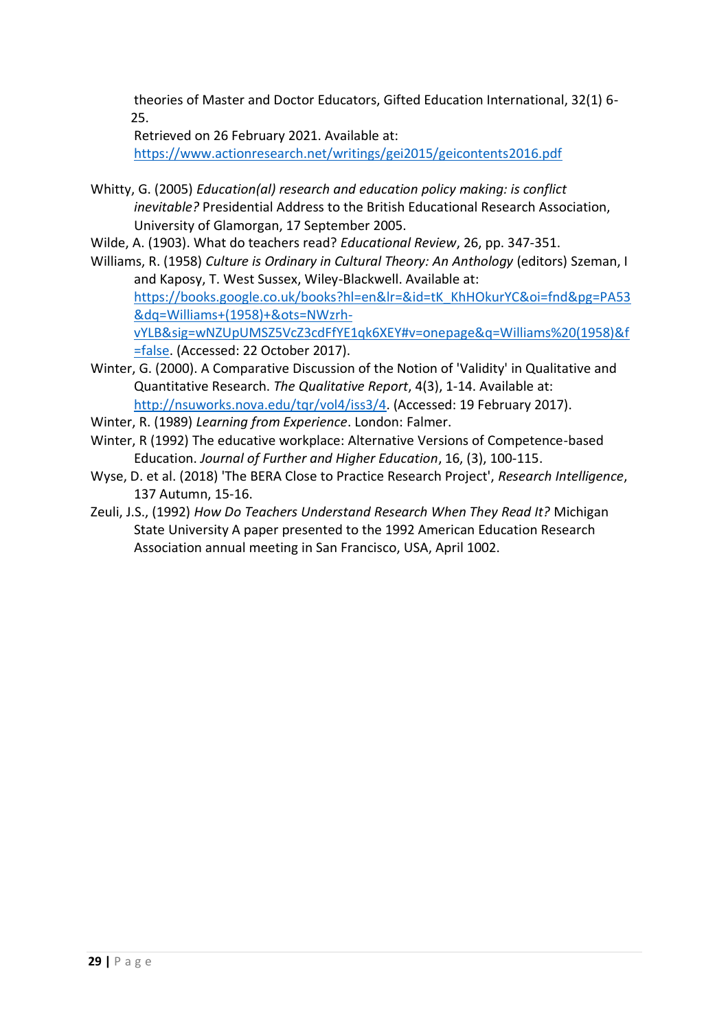theories of Master and Doctor Educators, Gifted Education International, 32(1) 6-25.
Retrieved on 26 February 2021. Available at: https://www.actionresearch.net/writings/gei2015/geicontents2016.pdf

Whitty, G. (2005) *Education(al) research and education policy making: is conflict inevitable?* Presidential Address to the British Educational Research Association, University of Glamorgan, 17 September 2005.

Wilde, A. (1903). What do teachers read? *Educational Review*, 26, pp. 347-351.

Williams, R. (1958) *Culture is Ordinary in Cultural Theory: An Anthology* (editors) Szeman, I and Kaposy, T. West Sussex, Wiley-Blackwell. Available at: https://books.google.co.uk/books?hl=en&lr=&id=tK_KhHOkurYC&oi=fnd&pg=PA53&dq=Williams+(1958)+&ots=NWzrh-vYLB&sig=wNZUpUMSZ5VcZ3cdFfYE1qk6XEY#v=onepage&q=Williams%20(1958)&f=false. (Accessed: 22 October 2017).

Winter, G. (2000). A Comparative Discussion of the Notion of 'Validity' in Qualitative and Quantitative Research. *The Qualitative Report*, 4(3), 1-14. Available at: http://nsuworks.nova.edu/tqr/vol4/iss3/4. (Accessed: 19 February 2017).

Winter, R. (1989) *Learning from Experience*. London: Falmer.

Winter, R (1992) The educative workplace: Alternative Versions of Competence-based Education. *Journal of Further and Higher Education*, 16, (3), 100-115.

Wyse, D. et al. (2018) 'The BERA Close to Practice Research Project', *Research Intelligence*, 137 Autumn, 15-16.

Zeuli, J.S., (1992) *How Do Teachers Understand Research When They Read It?* Michigan State University A paper presented to the 1992 American Education Research Association annual meeting in San Francisco, USA, April 1002.